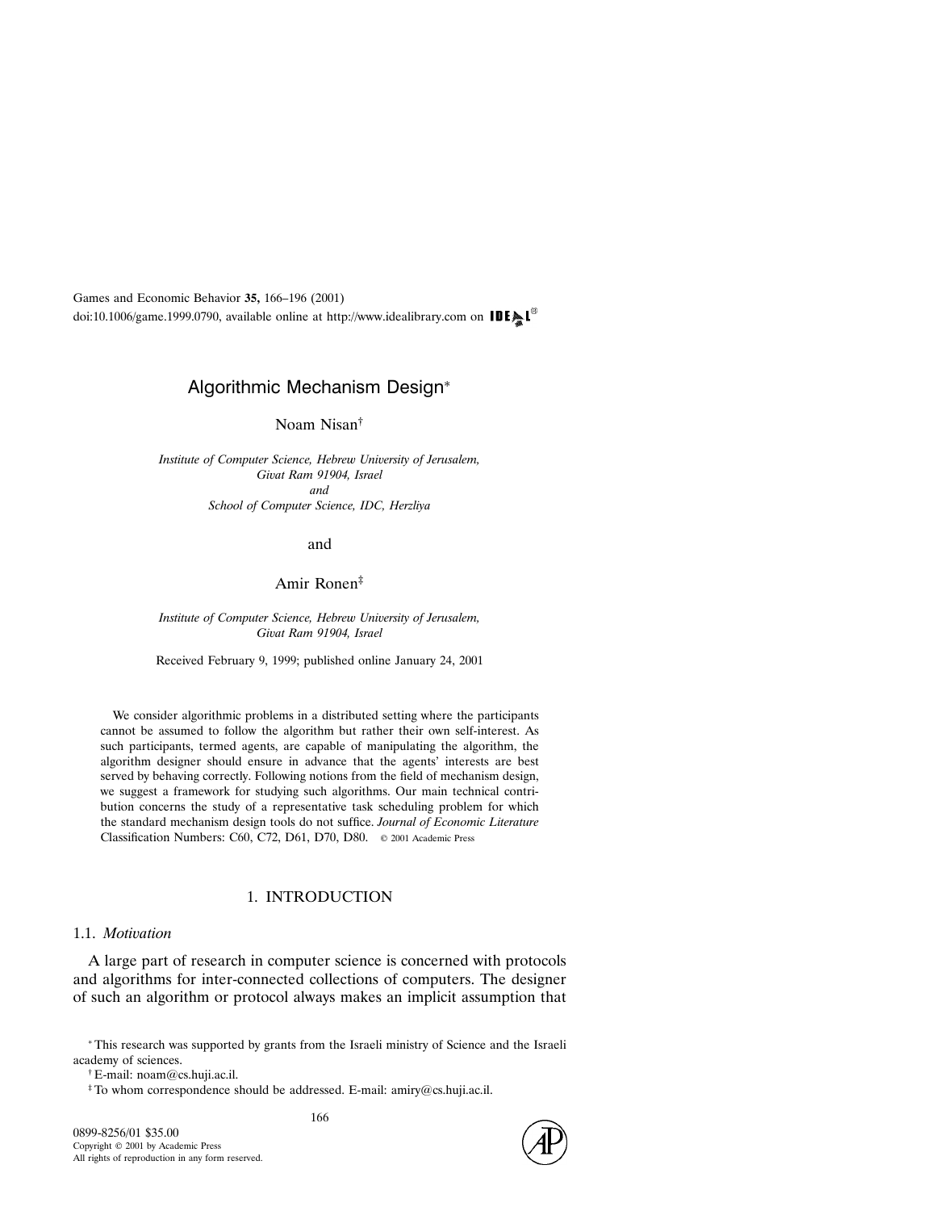Games and Economic Behavior **35,** 166–196 (2001)
doi:10.1006/game.1999.0790, available online at http://www.idealibrary.com on IDEAL

# Algorithmic Mechanism Design*

Noam Nisan†

*Institute of Computer Science, Hebrew University of Jerusalem, Givat Ram 91904, Israel*
*and*
*School of Computer Science, IDC, Herzliya*

and

Amir Ronen‡

*Institute of Computer Science, Hebrew University of Jerusalem, Givat Ram 91904, Israel*

Received February 9, 1999; published online January 24, 2001

We consider algorithmic problems in a distributed setting where the participants cannot be assumed to follow the algorithm but rather their own self-interest. As such participants, termed agents, are capable of manipulating the algorithm, the algorithm designer should ensure in advance that the agents' interests are best served by behaving correctly. Following notions from the field of mechanism design, we suggest a framework for studying such algorithms. Our main technical contribution concerns the study of a representative task scheduling problem for which the standard mechanism design tools do not suffice. *Journal of Economic Literature* Classification Numbers: C60, C72, D61, D70, D80. © 2001 Academic Press

## 1. INTRODUCTION

### 1.1. *Motivation*

A large part of research in computer science is concerned with protocols and algorithms for inter-connected collections of computers. The designer of such an algorithm or protocol always makes an implicit assumption that

*This research was supported by grants from the Israeli ministry of Science and the Israeli academy of sciences.

† E-mail: noam@cs.huji.ac.il.

‡ To whom correspondence should be addressed. E-mail: amiry@cs.huji.ac.il.

0899-8256/01 $35.00
Copyright © 2001 by Academic Press
All rights of reproduction in any form reserved.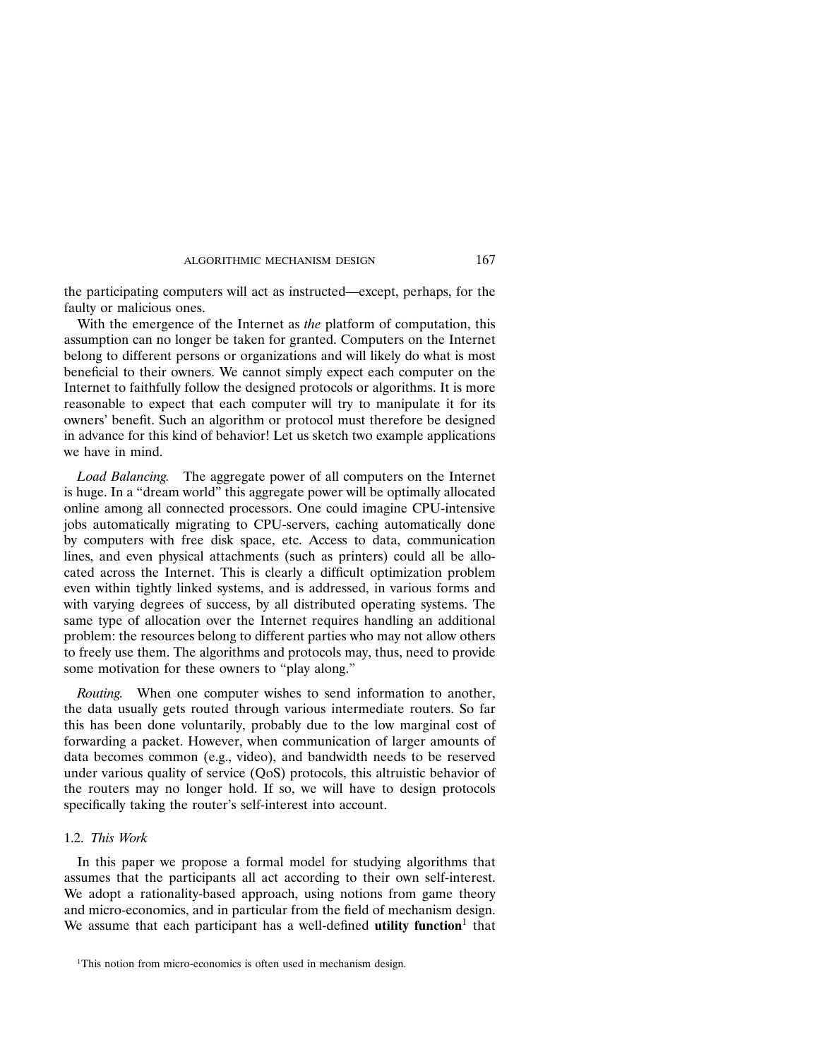the participating computers will act as instructed—except, perhaps, for the faulty or malicious ones.

With the emergence of the Internet as *the* platform of computation, this assumption can no longer be taken for granted. Computers on the Internet belong to different persons or organizations and will likely do what is most beneficial to their owners. We cannot simply expect each computer on the Internet to faithfully follow the designed protocols or algorithms. It is more reasonable to expect that each computer will try to manipulate it for its owners' benefit. Such an algorithm or protocol must therefore be designed in advance for this kind of behavior! Let us sketch two example applications we have in mind.

*Load Balancing.* The aggregate power of all computers on the Internet is huge. In a "dream world" this aggregate power will be optimally allocated online among all connected processors. One could imagine CPU-intensive jobs automatically migrating to CPU-servers, caching automatically done by computers with free disk space, etc. Access to data, communication lines, and even physical attachments (such as printers) could all be allocated across the Internet. This is clearly a difficult optimization problem even within tightly linked systems, and is addressed, in various forms and with varying degrees of success, by all distributed operating systems. The same type of allocation over the Internet requires handling an additional problem: the resources belong to different parties who may not allow others to freely use them. The algorithms and protocols may, thus, need to provide some motivation for these owners to "play along."

*Routing.* When one computer wishes to send information to another, the data usually gets routed through various intermediate routers. So far this has been done voluntarily, probably due to the low marginal cost of forwarding a packet. However, when communication of larger amounts of data becomes common (e.g., video), and bandwidth needs to be reserved under various quality of service (QoS) protocols, this altruistic behavior of the routers may no longer hold. If so, we will have to design protocols specifically taking the router's self-interest into account.

### 1.2. *This Work*

In this paper we propose a formal model for studying algorithms that assumes that the participants all act according to their own self-interest. We adopt a rationality-based approach, using notions from game theory and micro-economics, and in particular from the field of mechanism design. We assume that each participant has a well-defined **utility function**[1] that

[1]This notion from micro-economics is often used in mechanism design.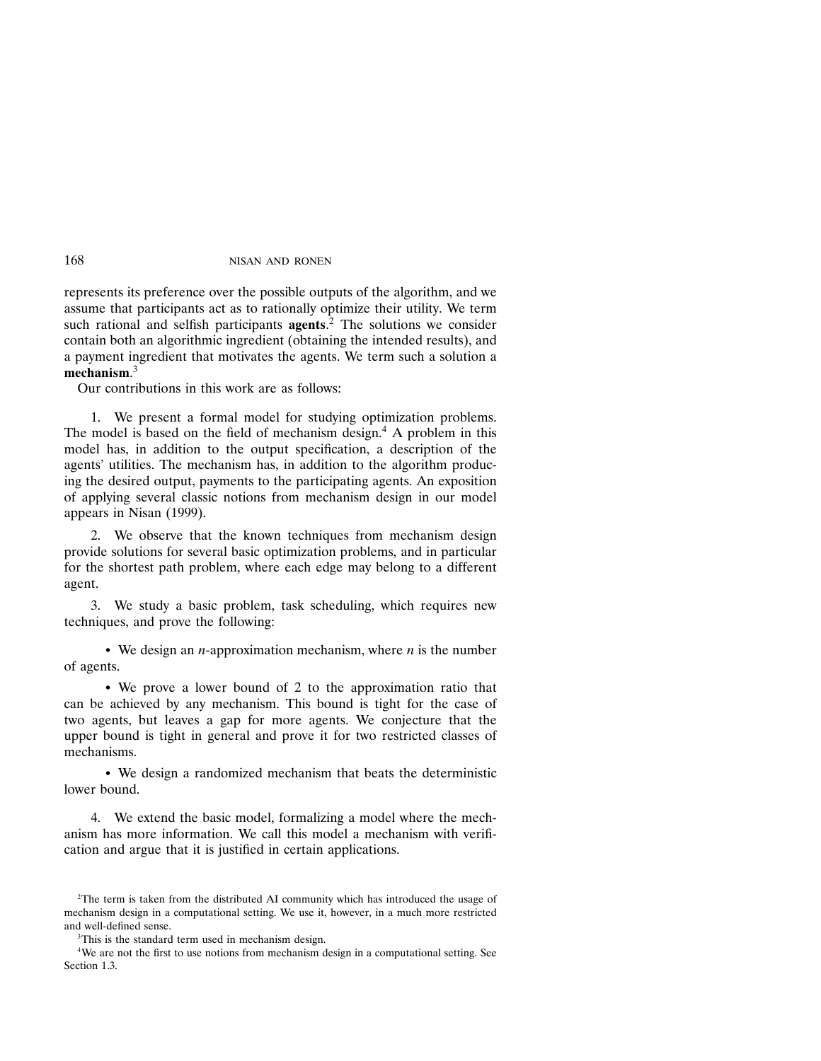represents its preference over the possible outputs of the algorithm, and we assume that participants act as to rationally optimize their utility. We term such rational and selfish participants **agents**.[2] The solutions we consider contain both an algorithmic ingredient (obtaining the intended results), and a payment ingredient that motivates the agents. We term such a solution a **mechanism**.[3]

Our contributions in this work are as follows:

1. We present a formal model for studying optimization problems. The model is based on the field of mechanism design.[4] A problem in this model has, in addition to the output specification, a description of the agents' utilities. The mechanism has, in addition to the algorithm producing the desired output, payments to the participating agents. An exposition of applying several classic notions from mechanism design in our model appears in Nisan (1999).

2. We observe that the known techniques from mechanism design provide solutions for several basic optimization problems, and in particular for the shortest path problem, where each edge may belong to a different agent.

3. We study a basic problem, task scheduling, which requires new techniques, and prove the following:

   - We design an $n$-approximation mechanism, where $n$ is the number of agents.

   - We prove a lower bound of 2 to the approximation ratio that can be achieved by any mechanism. This bound is tight for the case of two agents, but leaves a gap for more agents. We conjecture that the upper bound is tight in general and prove it for two restricted classes of mechanisms.

   - We design a randomized mechanism that beats the deterministic lower bound.

4. We extend the basic model, formalizing a model where the mechanism has more information. We call this model a mechanism with verification and argue that it is justified in certain applications.

---

[2] The term is taken from the distributed AI community which has introduced the usage of mechanism design in a computational setting. We use it, however, in a much more restricted and well-defined sense.

[3] This is the standard term used in mechanism design.

[4] We are not the first to use notions from mechanism design in a computational setting. See Section 1.3.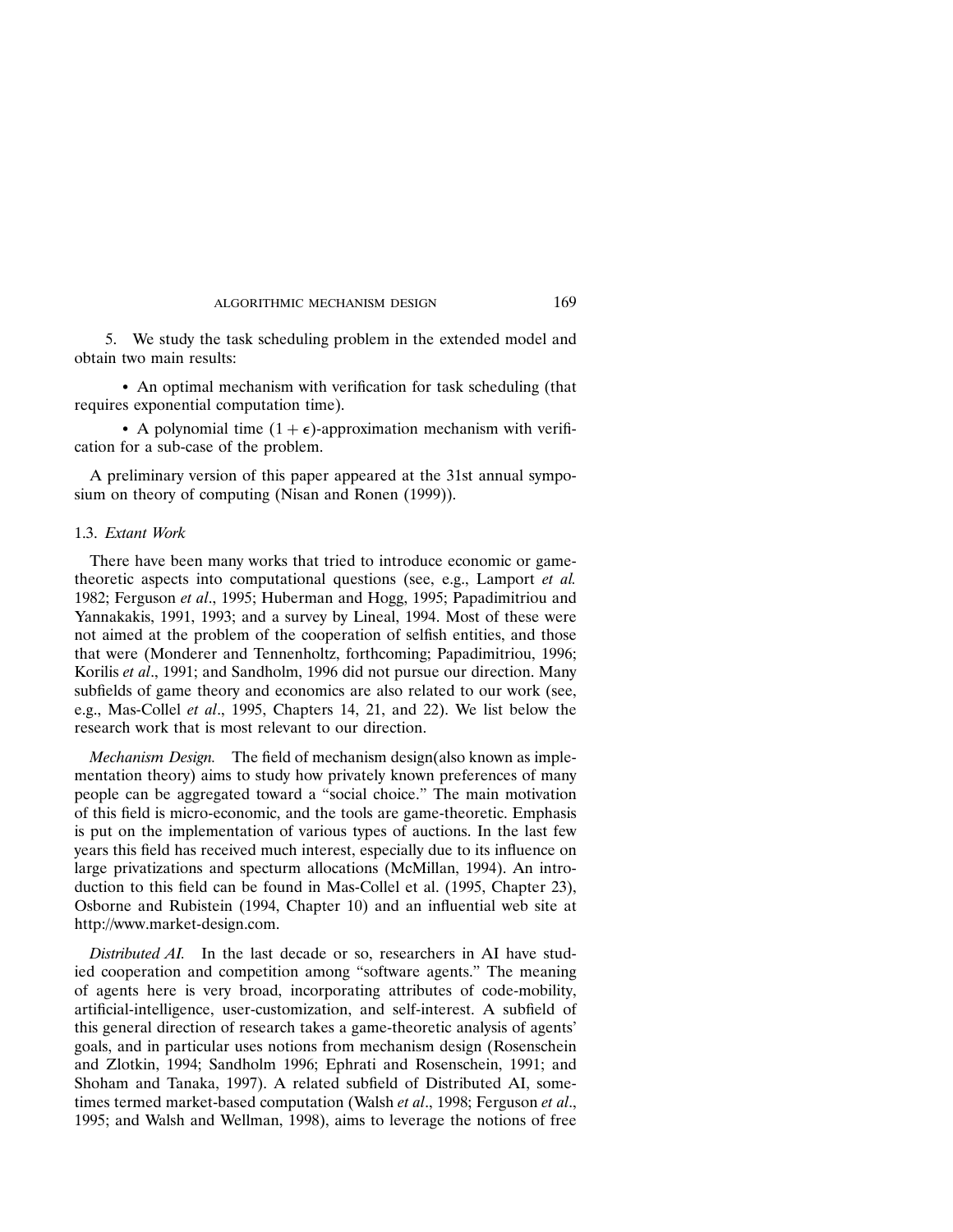5. We study the task scheduling problem in the extended model and obtain two main results:

- An optimal mechanism with verification for task scheduling (that requires exponential computation time).
- A polynomial time $(1 + \epsilon)$-approximation mechanism with verification for a sub-case of the problem.

A preliminary version of this paper appeared at the 31st annual symposium on theory of computing (Nisan and Ronen (1999)).

### 1.3. *Extant Work*

There have been many works that tried to introduce economic or game-theoretic aspects into computational questions (see, e.g., Lamport *et al.* 1982; Ferguson *et al*., 1995; Huberman and Hogg, 1995; Papadimitriou and Yannakakis, 1991, 1993; and a survey by Lineal, 1994. Most of these were not aimed at the problem of the cooperation of selfish entities, and those that were (Monderer and Tennenholtz, forthcoming; Papadimitriou, 1996; Korilis *et al*., 1991; and Sandholm, 1996 did not pursue our direction. Many subfields of game theory and economics are also related to our work (see, e.g., Mas-Collel *et al*., 1995, Chapters 14, 21, and 22). We list below the research work that is most relevant to our direction.

*Mechanism Design.* The field of mechanism design(also known as implementation theory) aims to study how privately known preferences of many people can be aggregated toward a "social choice." The main motivation of this field is micro-economic, and the tools are game-theoretic. Emphasis is put on the implementation of various types of auctions. In the last few years this field has received much interest, especially due to its influence on large privatizations and specturm allocations (McMillan, 1994). An introduction to this field can be found in Mas-Collel et al. (1995, Chapter 23), Osborne and Rubistein (1994, Chapter 10) and an influential web site at http://www.market-design.com.

*Distributed AI.* In the last decade or so, researchers in AI have studied cooperation and competition among "software agents." The meaning of agents here is very broad, incorporating attributes of code-mobility, artificial-intelligence, user-customization, and self-interest. A subfield of this general direction of research takes a game-theoretic analysis of agents' goals, and in particular uses notions from mechanism design (Rosenschein and Zlotkin, 1994; Sandholm 1996; Ephrati and Rosenschein, 1991; and Shoham and Tanaka, 1997). A related subfield of Distributed AI, sometimes termed market-based computation (Walsh *et al*., 1998; Ferguson *et al*., 1995; and Walsh and Wellman, 1998), aims to leverage the notions of free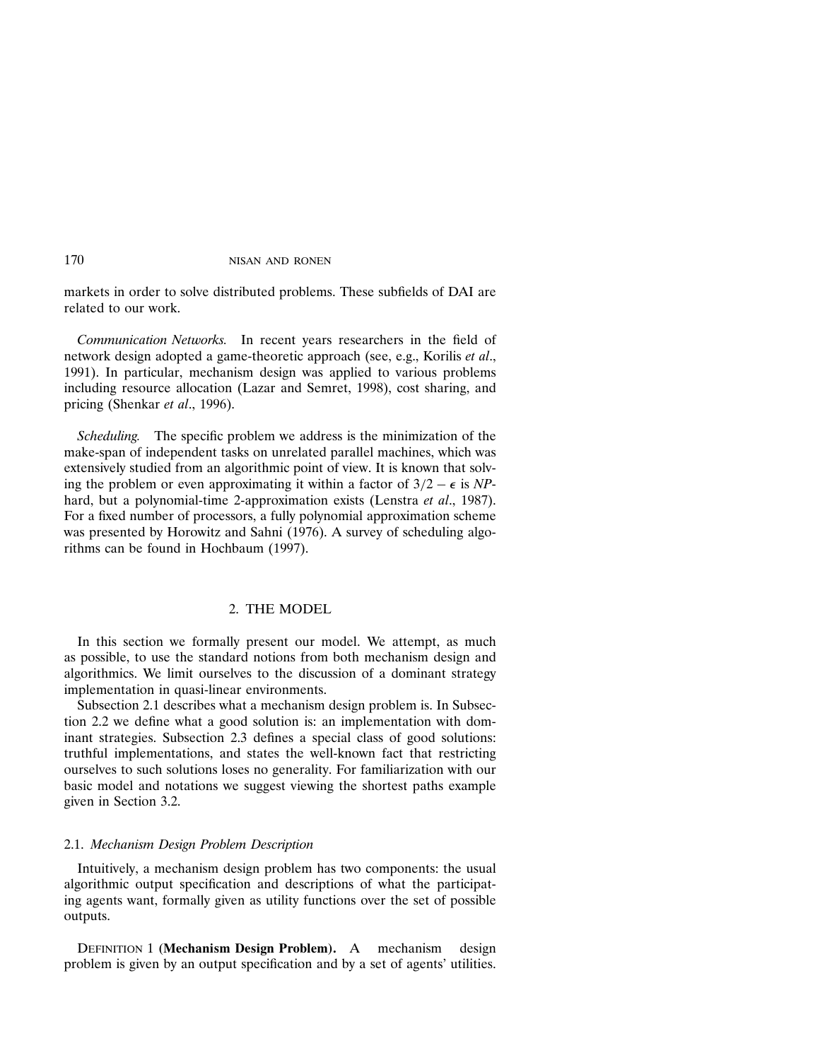markets in order to solve distributed problems. These subfields of DAI are related to our work.

*Communication Networks.* In recent years researchers in the field of network design adopted a game-theoretic approach (see, e.g., Korilis *et al*., 1991). In particular, mechanism design was applied to various problems including resource allocation (Lazar and Semret, 1998), cost sharing, and pricing (Shenkar *et al*., 1996).

*Scheduling.* The specific problem we address is the minimization of the make-span of independent tasks on unrelated parallel machines, which was extensively studied from an algorithmic point of view. It is known that solving the problem or even approximating it within a factor of $3/2 - \epsilon$ is *NP*-hard, but a polynomial-time 2-approximation exists (Lenstra *et al*., 1987). For a fixed number of processors, a fully polynomial approximation scheme was presented by Horowitz and Sahni (1976). A survey of scheduling algorithms can be found in Hochbaum (1997).

## 2. THE MODEL

In this section we formally present our model. We attempt, as much as possible, to use the standard notions from both mechanism design and algorithmics. We limit ourselves to the discussion of a dominant strategy implementation in quasi-linear environments.

Subsection 2.1 describes what a mechanism design problem is. In Subsection 2.2 we define what a good solution is: an implementation with dominant strategies. Subsection 2.3 defines a special class of good solutions: truthful implementations, and states the well-known fact that restricting ourselves to such solutions loses no generality. For familiarization with our basic model and notations we suggest viewing the shortest paths example given in Section 3.2.

### 2.1. *Mechanism Design Problem Description*

Intuitively, a mechanism design problem has two components: the usual algorithmic output specification and descriptions of what the participating agents want, formally given as utility functions over the set of possible outputs.

DEFINITION 1 (**Mechanism Design Problem**). A mechanism design problem is given by an output specification and by a set of agents' utilities.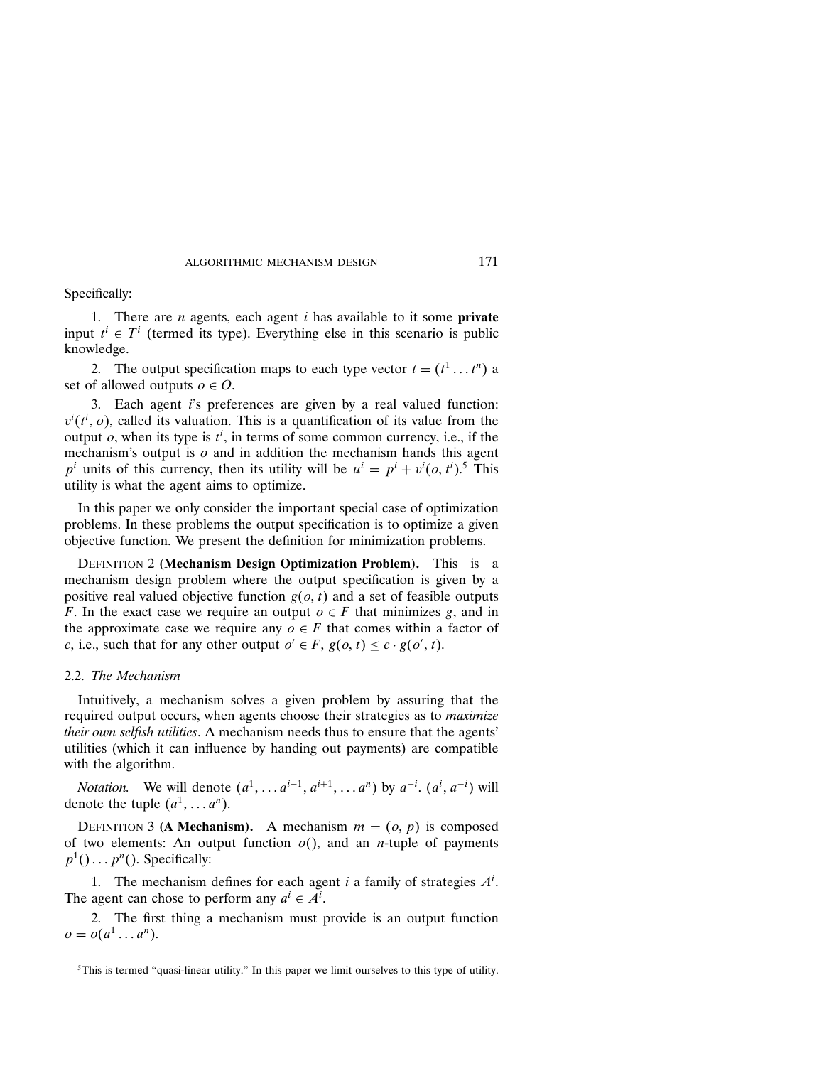Specifically:

1. There are $n$ agents, each agent $i$ has available to it some **private** input $t^i \in T^i$ (termed its type). Everything else in this scenario is public knowledge.

2. The output specification maps to each type vector $t = (t^1 \ldots t^n)$ a set of allowed outputs $o \in O$.

3. Each agent $i$'s preferences are given by a real valued function: $v^i(t^i, o)$, called its valuation. This is a quantification of its value from the output $o$, when its type is $t^i$, in terms of some common currency, i.e., if the mechanism's output is $o$ and in addition the mechanism hands this agent $p^i$ units of this currency, then its utility will be $u^i = p^i + v^i(o, t^i)$.[5] This utility is what the agent aims to optimize.

In this paper we only consider the important special case of optimization problems. In these problems the output specification is to optimize a given objective function. We present the definition for minimization problems.

DEFINITION 2 (**Mechanism Design Optimization Problem**). This is a mechanism design problem where the output specification is given by a positive real valued objective function $g(o, t)$ and a set of feasible outputs $F$. In the exact case we require an output $o \in F$ that minimizes $g$, and in the approximate case we require any $o \in F$ that comes within a factor of $c$, i.e., such that for any other output $o' \in F$, $g(o, t) \leq c \cdot g(o', t)$.

### 2.2. *The Mechanism*

Intuitively, a mechanism solves a given problem by assuring that the required output occurs, when agents choose their strategies as to *maximize their own selfish utilities*. A mechanism needs thus to ensure that the agents' utilities (which it can influence by handing out payments) are compatible with the algorithm.

*Notation.* We will denote $(a^1, \ldots a^{i-1}, a^{i+1}, \ldots a^n)$ by $a^{-i}$. $(a^i, a^{-i})$ will denote the tuple $(a^1, \ldots a^n)$.

DEFINITION 3 (**A Mechanism**). A mechanism $m = (o, p)$ is composed of two elements: An output function $o()$, and an $n$-tuple of payments $p^1() \ldots p^n()$. Specifically:

1. The mechanism defines for each agent $i$ a family of strategies $A^i$. The agent can chose to perform any $a^i \in A^i$.

2. The first thing a mechanism must provide is an output function $o = o(a^1 \ldots a^n)$.

[5] This is termed "quasi-linear utility." In this paper we limit ourselves to this type of utility.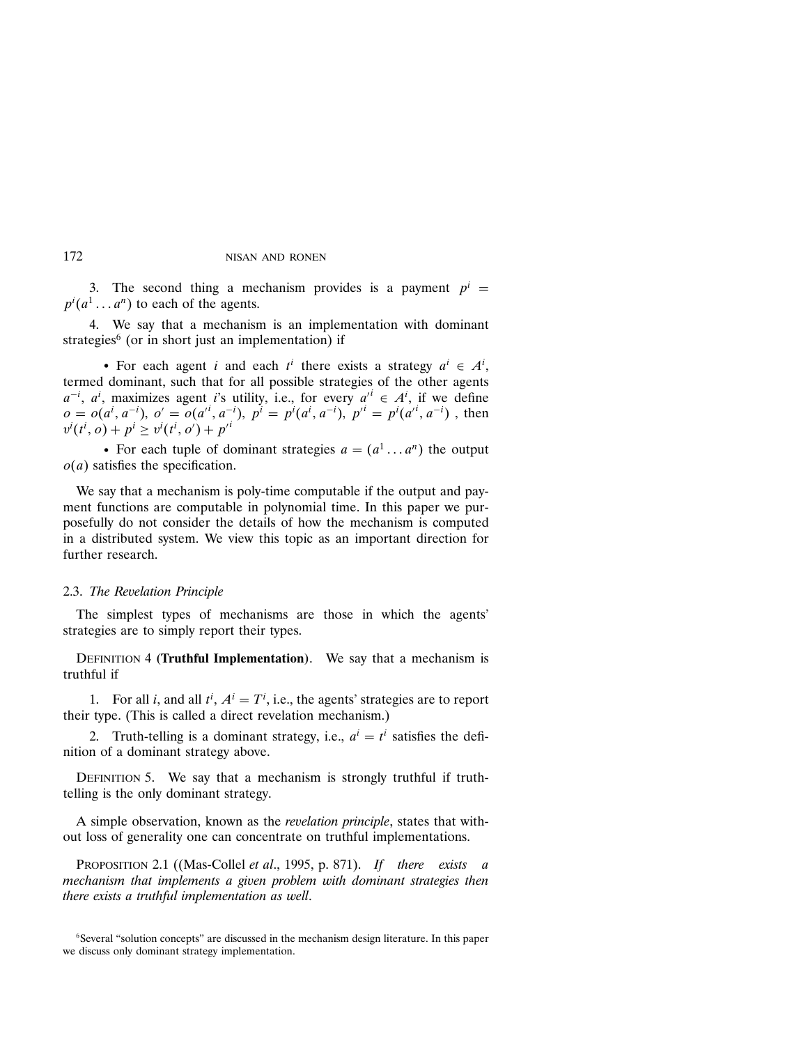3. The second thing a mechanism provides is a payment $p^i = p^i(a^1 \dots a^n)$ to each of the agents.

4. We say that a mechanism is an implementation with dominant strategies[6] (or in short just an implementation) if

- For each agent $i$ and each $t^i$ there exists a strategy $a^i \in A^i$, termed dominant, such that for all possible strategies of the other agents $a^{-i}$, $a^i$, maximizes agent $i$'s utility, i.e., for every $a'^i \in A^i$, if we define $o = o(a^i, a^{-i})$, $o' = o(a'^i, a^{-i})$, $p^i = p^i(a^i, a^{-i})$, $p'^i = p^i(a'^i, a^{-i})$ , then $v^i(t^i, o) + p^i \geq v^i(t^i, o') + p'^i$
- For each tuple of dominant strategies $a = (a^1 \dots a^n)$ the output $o(a)$ satisfies the specification.

We say that a mechanism is poly-time computable if the output and payment functions are computable in polynomial time. In this paper we purposefully do not consider the details of how the mechanism is computed in a distributed system. We view this topic as an important direction for further research.

### 2.3. *The Revelation Principle*

The simplest types of mechanisms are those in which the agents' strategies are to simply report their types.

DEFINITION 4 (**Truthful Implementation**). We say that a mechanism is truthful if

1. For all $i$, and all $t^i$, $A^i = T^i$, i.e., the agents' strategies are to report their type. (This is called a direct revelation mechanism.)
2. Truth-telling is a dominant strategy, i.e., $a^i = t^i$ satisfies the definition of a dominant strategy above.

DEFINITION 5. We say that a mechanism is strongly truthful if truth-telling is the only dominant strategy.

A simple observation, known as the *revelation principle*, states that without loss of generality one can concentrate on truthful implementations.

PROPOSITION 2.1 ((Mas-Collel *et al*., 1995, p. 871). *If there exists a mechanism that implements a given problem with dominant strategies then there exists a truthful implementation as well*.

[6] Several "solution concepts" are discussed in the mechanism design literature. In this paper we discuss only dominant strategy implementation.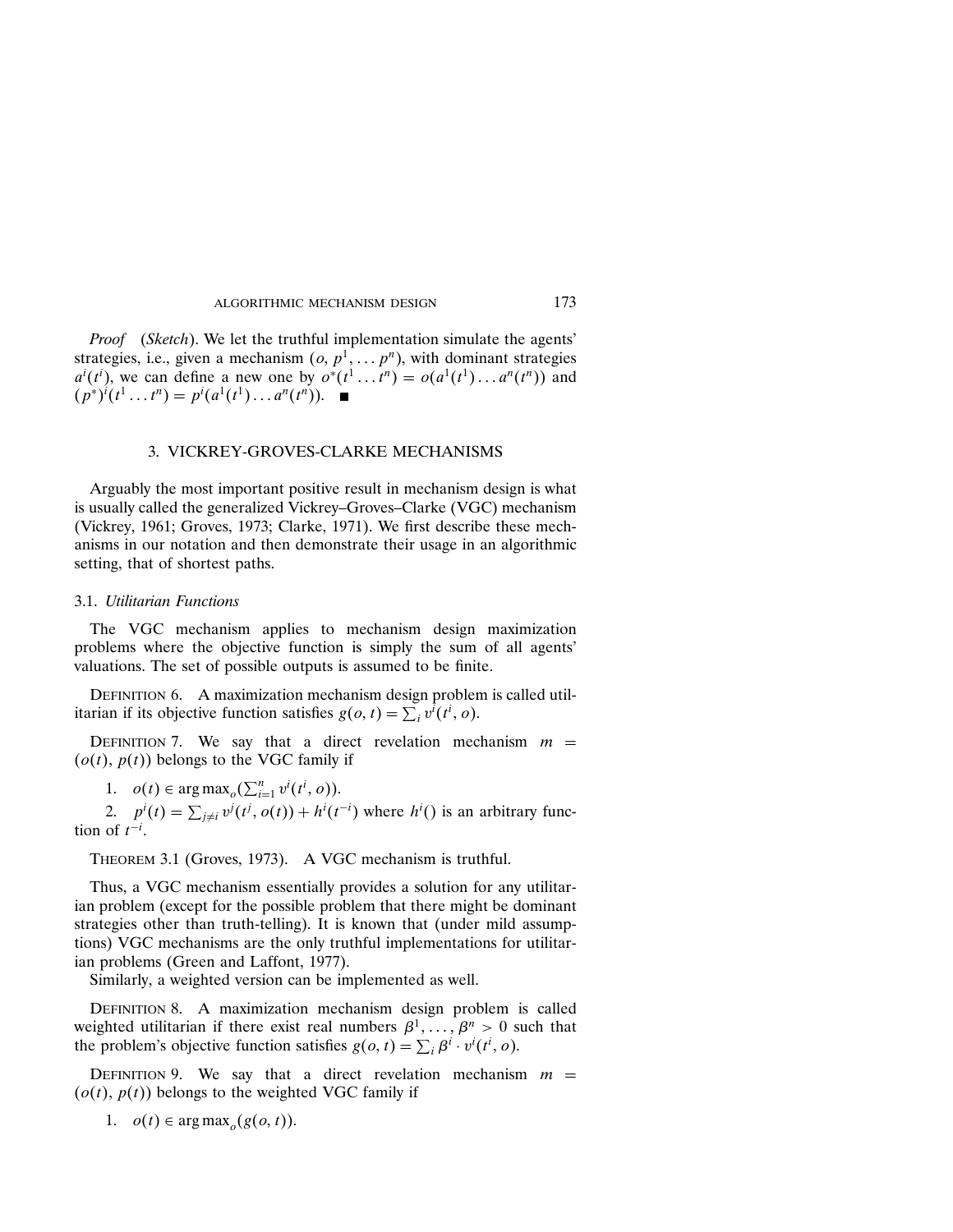*Proof* (*Sketch*). We let the truthful implementation simulate the agents' strategies, i.e., given a mechanism $(o, p^1, \ldots p^n)$, with dominant strategies $a^i(t^i)$, we can define a new one by $o^*(t^1 \ldots t^n) = o(a^1(t^1) \ldots a^n(t^n))$ and $(p^*)^i(t^1 \ldots t^n) = p^i(a^1(t^1) \ldots a^n(t^n))$. ∎

## 3. VICKREY-GROVES-CLARKE MECHANISMS

Arguably the most important positive result in mechanism design is what is usually called the generalized Vickrey–Groves–Clarke (VGC) mechanism (Vickrey, 1961; Groves, 1973; Clarke, 1971). We first describe these mechanisms in our notation and then demonstrate their usage in an algorithmic setting, that of shortest paths.

### 3.1. *Utilitarian Functions*

The VGC mechanism applies to mechanism design maximization problems where the objective function is simply the sum of all agents' valuations. The set of possible outputs is assumed to be finite.

DEFINITION 6. A maximization mechanism design problem is called utilitarian if its objective function satisfies $g(o, t) = \sum_i v^i(t^i, o)$.

DEFINITION 7. We say that a direct revelation mechanism $m = (o(t), p(t))$ belongs to the VGC family if

1. $o(t) \in \arg\max_o(\sum_{i=1}^n v^i(t^i, o))$.
2. $p^i(t) = \sum_{j \neq i} v^j(t^j, o(t)) + h^i(t^{-i})$ where $h^i()$ is an arbitrary function of $t^{-i}$.

THEOREM 3.1 (Groves, 1973). A VGC mechanism is truthful.

Thus, a VGC mechanism essentially provides a solution for any utilitarian problem (except for the possible problem that there might be dominant strategies other than truth-telling). It is known that (under mild assumptions) VGC mechanisms are the only truthful implementations for utilitarian problems (Green and Laffont, 1977).

Similarly, a weighted version can be implemented as well.

DEFINITION 8. A maximization mechanism design problem is called weighted utilitarian if there exist real numbers $\beta^1, \ldots, \beta^n > 0$ such that the problem's objective function satisfies $g(o, t) = \sum_i \beta^i \cdot v^i(t^i, o)$.

DEFINITION 9. We say that a direct revelation mechanism $m = (o(t), p(t))$ belongs to the weighted VGC family if

1. $o(t) \in \arg\max_o(g(o, t))$.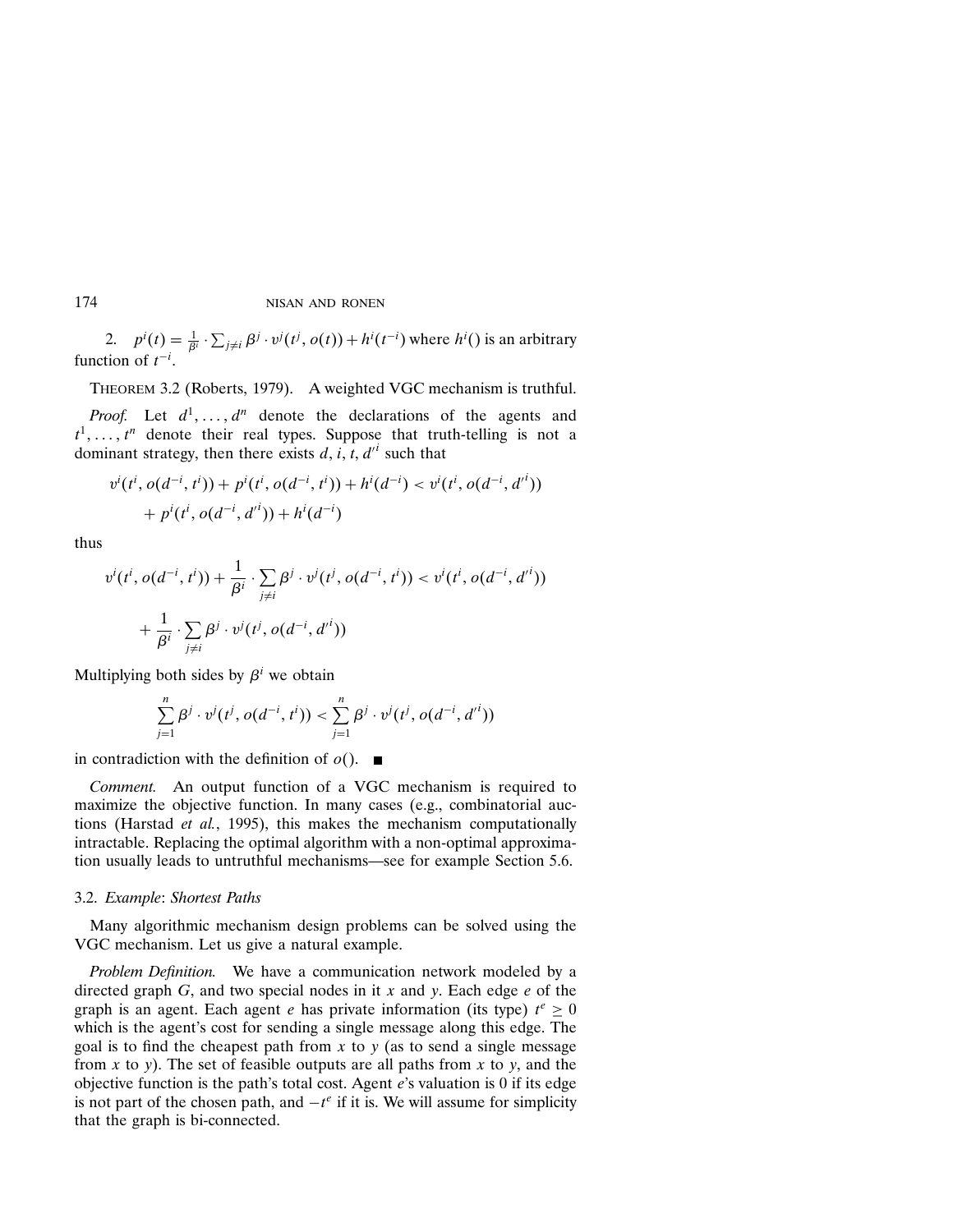2. $p^i(t) = \frac{1}{\beta^i} \cdot \sum_{j \neq i} \beta^j \cdot v^j(t^j, o(t)) + h^i(t^{-i})$ where $h^i()$ is an arbitrary function of $t^{-i}$.

THEOREM 3.2 (Roberts, 1979). A weighted VGC mechanism is truthful.

*Proof.* Let $d^1, \ldots, d^n$ denote the declarations of the agents and $t^1, \ldots, t^n$ denote their real types. Suppose that truth-telling is not a dominant strategy, then there exists $d, i, t, d'^i$ such that

$$v^i(t^i, o(d^{-i}, t^i)) + p^i(t^i, o(d^{-i}, t^i)) + h^i(d^{-i}) < v^i(t^i, o(d^{-i}, d'^i)) + p^i(t^i, o(d^{-i}, d'^i)) + h^i(d^{-i})$$

thus

$$v^i(t^i, o(d^{-i}, t^i)) + \frac{1}{\beta^i} \cdot \sum_{j \neq i} \beta^j \cdot v^j(t^j, o(d^{-i}, t^i)) < v^i(t^i, o(d^{-i}, d'^i)) + \frac{1}{\beta^i} \cdot \sum_{j \neq i} \beta^j \cdot v^j(t^j, o(d^{-i}, d'^i))$$

Multiplying both sides by $\beta^i$ we obtain

$$\sum_{j=1}^{n} \beta^j \cdot v^j(t^j, o(d^{-i}, t^i)) < \sum_{j=1}^{n} \beta^j \cdot v^j(t^j, o(d^{-i}, d'^i))$$

in contradiction with the definition of $o()$. ■

*Comment.* An output function of a VGC mechanism is required to maximize the objective function. In many cases (e.g., combinatorial auctions (Harstad *et al.*, 1995), this makes the mechanism computationally intractable. Replacing the optimal algorithm with a non-optimal approximation usually leads to untruthful mechanisms—see for example Section 5.6.

### 3.2. *Example*: *Shortest Paths*

Many algorithmic mechanism design problems can be solved using the VGC mechanism. Let us give a natural example.

*Problem Definition.* We have a communication network modeled by a directed graph $G$, and two special nodes in it $x$ and $y$. Each edge $e$ of the graph is an agent. Each agent $e$ has private information (its type) $t^e \geq 0$ which is the agent's cost for sending a single message along this edge. The goal is to find the cheapest path from $x$ to $y$ (as to send a single message from $x$ to $y$). The set of feasible outputs are all paths from $x$ to $y$, and the objective function is the path's total cost. Agent $e$'s valuation is 0 if its edge is not part of the chosen path, and $-t^e$ if it is. We will assume for simplicity that the graph is bi-connected.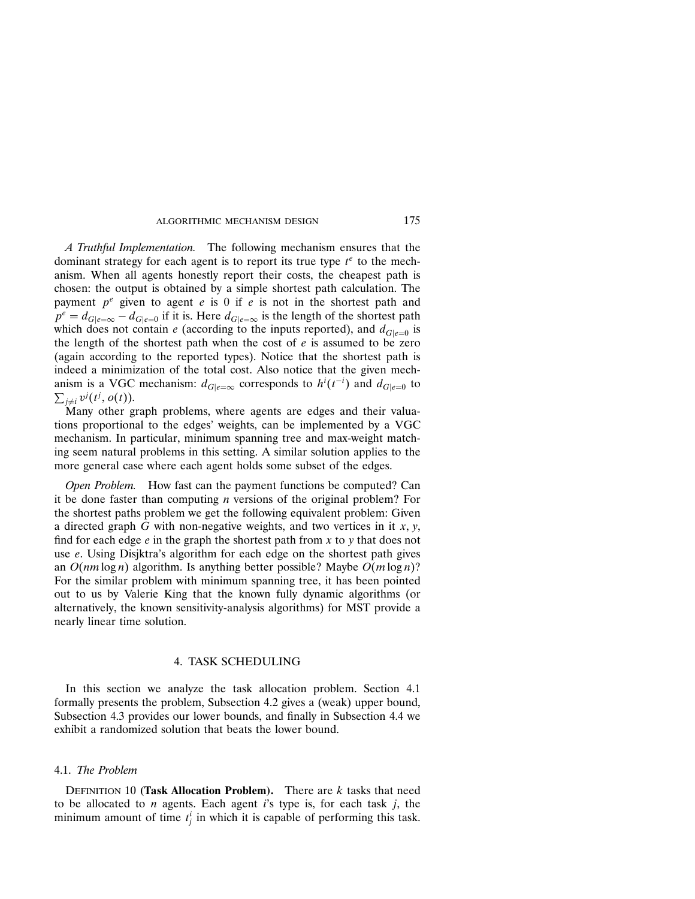*A Truthful Implementation.* The following mechanism ensures that the dominant strategy for each agent is to report its true type $t^e$ to the mechanism. When all agents honestly report their costs, the cheapest path is chosen: the output is obtained by a simple shortest path calculation. The payment $p^e$ given to agent $e$ is 0 if $e$ is not in the shortest path and $p^e = d_{G|e=\infty} - d_{G|e=0}$ if it is. Here $d_{G|e=\infty}$ is the length of the shortest path which does not contain $e$ (according to the inputs reported), and $d_{G|e=0}$ is the length of the shortest path when the cost of $e$ is assumed to be zero (again according to the reported types). Notice that the shortest path is indeed a minimization of the total cost. Also notice that the given mechanism is a VGC mechanism: $d_{G|e=\infty}$ corresponds to $h^i(t^{-i})$ and $d_{G|e=0}$ to $\sum_{j \neq i} v^j(t^j, o(t))$.

Many other graph problems, where agents are edges and their valuations proportional to the edges' weights, can be implemented by a VGC mechanism. In particular, minimum spanning tree and max-weight matching seem natural problems in this setting. A similar solution applies to the more general case where each agent holds some subset of the edges.

*Open Problem.* How fast can the payment functions be computed? Can it be done faster than computing $n$ versions of the original problem? For the shortest paths problem we get the following equivalent problem: Given a directed graph $G$ with non-negative weights, and two vertices in it $x$, $y$, find for each edge $e$ in the graph the shortest path from $x$ to $y$ that does not use $e$. Using Disjktra's algorithm for each edge on the shortest path gives an $O(nm \log n)$ algorithm. Is anything better possible? Maybe $O(m \log n)$? For the similar problem with minimum spanning tree, it has been pointed out to us by Valerie King that the known fully dynamic algorithms (or alternatively, the known sensitivity-analysis algorithms) for MST provide a nearly linear time solution.

## 4. TASK SCHEDULING

In this section we analyze the task allocation problem. Section 4.1 formally presents the problem, Subsection 4.2 gives a (weak) upper bound, Subsection 4.3 provides our lower bounds, and finally in Subsection 4.4 we exhibit a randomized solution that beats the lower bound.

### 4.1. *The Problem*

DEFINITION 10 **(Task Allocation Problem).** There are $k$ tasks that need to be allocated to $n$ agents. Each agent $i$'s type is, for each task $j$, the minimum amount of time $t^i_j$ in which it is capable of performing this task.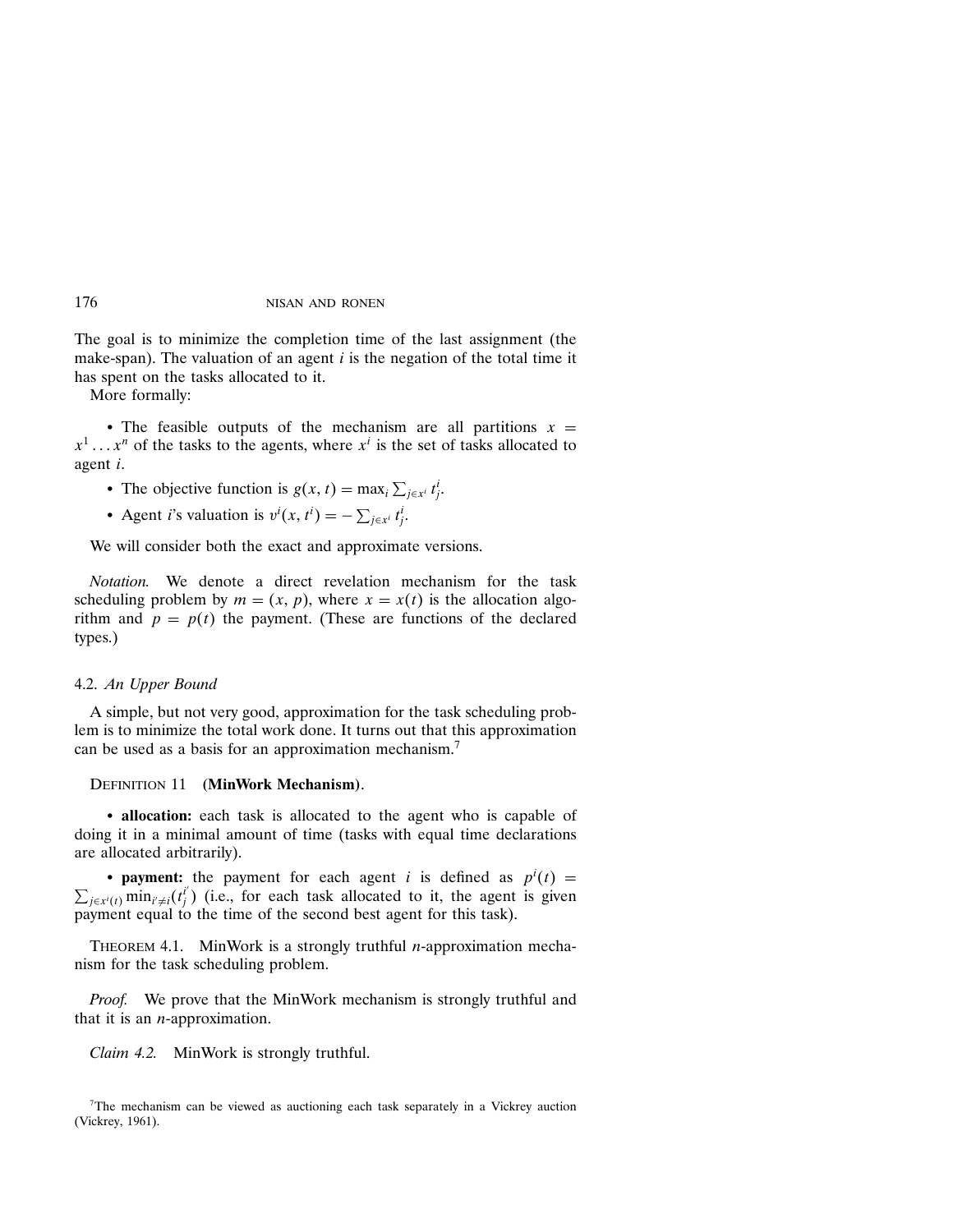The goal is to minimize the completion time of the last assignment (the make-span). The valuation of an agent $i$ is the negation of the total time it has spent on the tasks allocated to it.

More formally:

- The feasible outputs of the mechanism are all partitions $x = x^1 \dots x^n$ of the tasks to the agents, where $x^i$ is the set of tasks allocated to agent $i$.
- The objective function is $g(x, t) = \max_i \sum_{j \in x^i} t^i_j$.
- Agent $i$'s valuation is $v^i(x, t^i) = -\sum_{j \in x^i} t^i_j$.

We will consider both the exact and approximate versions.

*Notation.* We denote a direct revelation mechanism for the task scheduling problem by $m = (x, p)$, where $x = x(t)$ is the allocation algorithm and $p = p(t)$ the payment. (These are functions of the declared types.)

### 4.2. *An Upper Bound*

A simple, but not very good, approximation for the task scheduling problem is to minimize the total work done. It turns out that this approximation can be used as a basis for an approximation mechanism.[7]

DEFINITION 11 **(MinWork Mechanism)**.

- **allocation:** each task is allocated to the agent who is capable of doing it in a minimal amount of time (tasks with equal time declarations are allocated arbitrarily).
- **payment:** the payment for each agent $i$ is defined as $p^i(t) = \sum_{j \in x^i(t)} \min_{i' \neq i}(t^{i'}_j)$ (i.e., for each task allocated to it, the agent is given payment equal to the time of the second best agent for this task).

THEOREM 4.1. MinWork is a strongly truthful $n$-approximation mechanism for the task scheduling problem.

*Proof.* We prove that the MinWork mechanism is strongly truthful and that it is an $n$-approximation.

*Claim 4.2.* MinWork is strongly truthful.

[7] The mechanism can be viewed as auctioning each task separately in a Vickrey auction (Vickrey, 1961).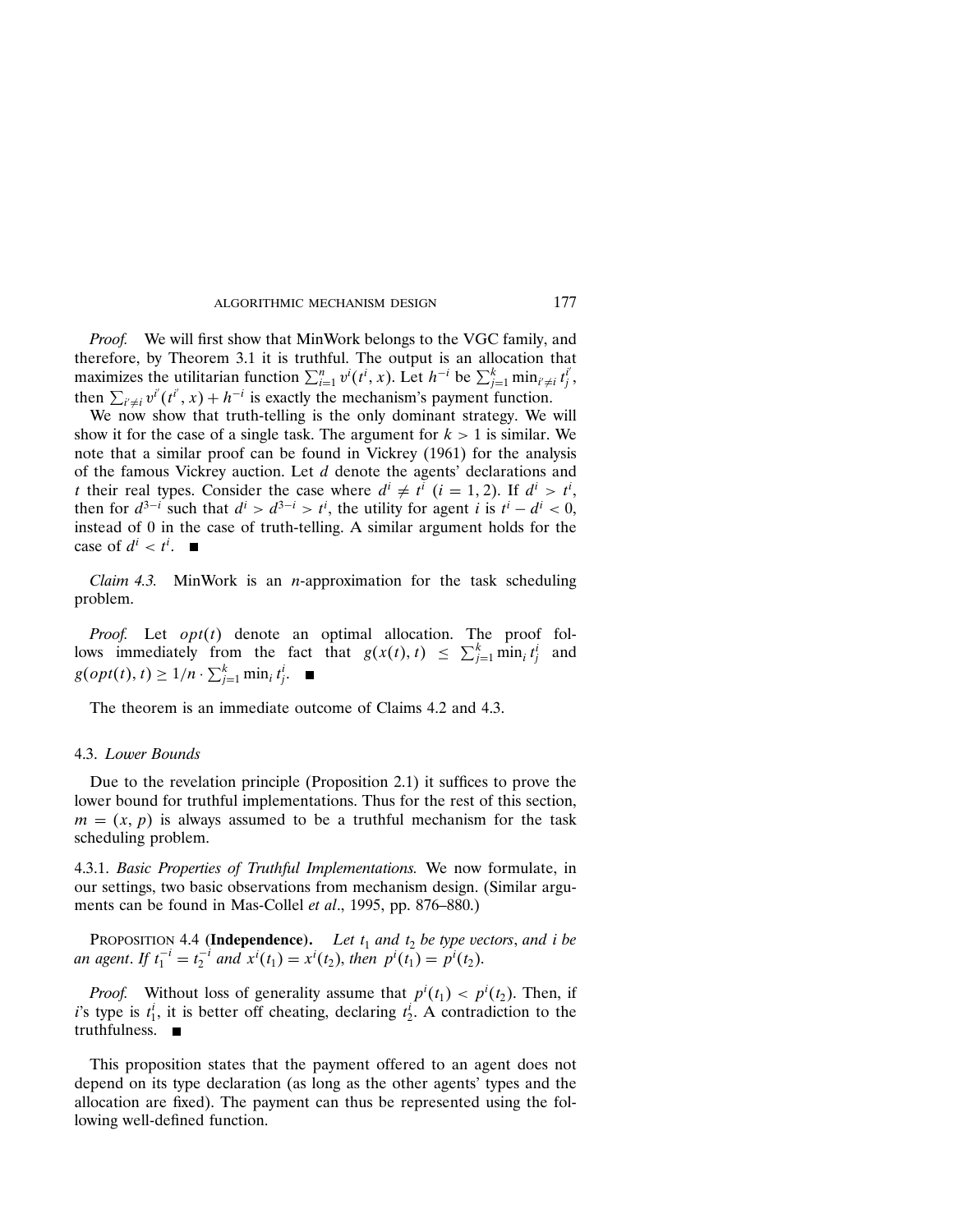*Proof.* We will first show that MinWork belongs to the VGC family, and therefore, by Theorem 3.1 it is truthful. The output is an allocation that maximizes the utilitarian function $\sum_{i=1}^{n} v^i(t^i, x)$. Let $h^{-i}$ be $\sum_{j=1}^{k} \min_{i' \neq i} t_j^{i'}$, then $\sum_{i' \neq i} v^{i'}(t^{i'}, x) + h^{-i}$ is exactly the mechanism's payment function.

We now show that truth-telling is the only dominant strategy. We will show it for the case of a single task. The argument for $k > 1$ is similar. We note that a similar proof can be found in Vickrey (1961) for the analysis of the famous Vickrey auction. Let $d$ denote the agents' declarations and $t$ their real types. Consider the case where $d^i \neq t^i$ $(i = 1, 2)$. If $d^i > t^i$, then for $d^{3-i}$ such that $d^i > d^{3-i} > t^i$, the utility for agent $i$ is $t^i - d^i < 0$, instead of 0 in the case of truth-telling. A similar argument holds for the case of $d^i < t^i$. ■

*Claim 4.3.* MinWork is an $n$-approximation for the task scheduling problem.

*Proof.* Let $opt(t)$ denote an optimal allocation. The proof follows immediately from the fact that $g(x(t), t) \leq \sum_{j=1}^{k} \min_i t_j^i$ and $g(opt(t), t) \geq 1/n \cdot \sum_{j=1}^{k} \min_i t_j^i$. ■

The theorem is an immediate outcome of Claims 4.2 and 4.3.

### 4.3. *Lower Bounds*

Due to the revelation principle (Proposition 2.1) it suffices to prove the lower bound for truthful implementations. Thus for the rest of this section, $m = (x, p)$ is always assumed to be a truthful mechanism for the task scheduling problem.

#### 4.3.1. *Basic Properties of Truthful Implementations.* 

We now formulate, in our settings, two basic observations from mechanism design. (Similar arguments can be found in Mas-Collel *et al*., 1995, pp. 876–880.)

PROPOSITION 4.4 **(Independence).** *Let $t_1$ and $t_2$ be type vectors, and $i$ be an agent. If $t_1^{-i} = t_2^{-i}$ and $x^i(t_1) = x^i(t_2)$, then $p^i(t_1) = p^i(t_2)$.*

*Proof.* Without loss of generality assume that $p^i(t_1) < p^i(t_2)$. Then, if $i$'s type is $t_1^i$, it is better off cheating, declaring $t_2^i$. A contradiction to the truthfulness. ■

This proposition states that the payment offered to an agent does not depend on its type declaration (as long as the other agents' types and the allocation are fixed). The payment can thus be represented using the following well-defined function.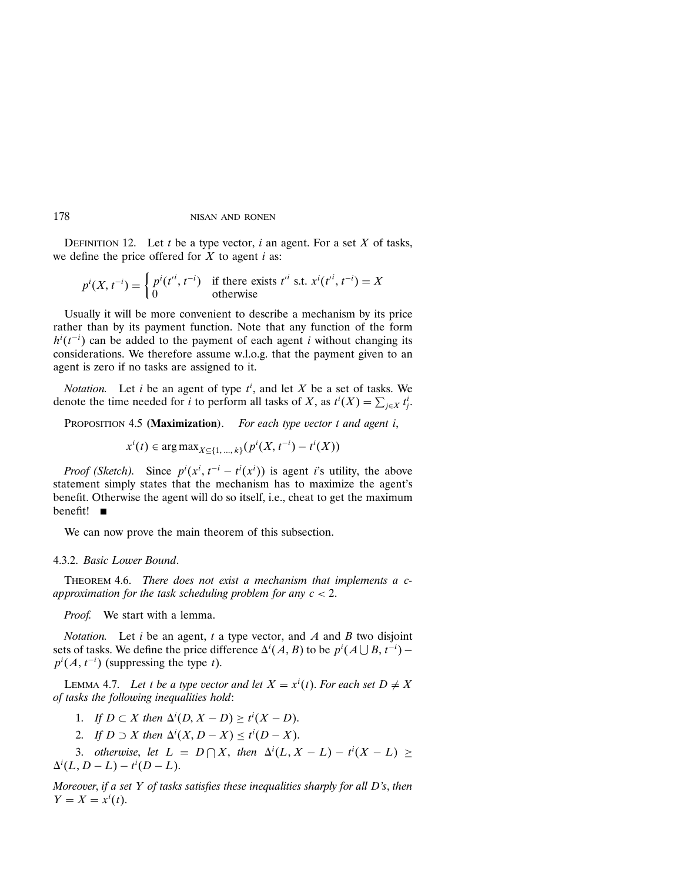Definition 12. Let $t$ be a type vector, $i$ an agent. For a set $X$ of tasks, we define the price offered for $X$ to agent $i$ as:

$$p^i(X, t^{-i}) = \begin{cases} p^i(t'^i, t^{-i}) & \text{if there exists } t'^i \text{ s.t. } x^i(t'^i, t^{-i}) = X \\ 0 & \text{otherwise} \end{cases}$$

Usually it will be more convenient to describe a mechanism by its price rather than by its payment function. Note that any function of the form $h^i(t^{-i})$ can be added to the payment of each agent $i$ without changing its considerations. We therefore assume w.l.o.g. that the payment given to an agent is zero if no tasks are assigned to it.

*Notation.* Let $i$ be an agent of type $t^i$, and let $X$ be a set of tasks. We denote the time needed for $i$ to perform all tasks of $X$, as $t^i(X) = \sum_{j \in X} t^i_j$.

Proposition 4.5 (**Maximization**). *For each type vector $t$ and agent $i$,*

$$x^i(t) \in \arg\max_{X \subseteq \{1, \ldots, k\}} (p^i(X, t^{-i}) - t^i(X))$$

*Proof (Sketch).* Since $p^i(x^i, t^{-i} - t^i(x^i))$ is agent $i$'s utility, the above statement simply states that the mechanism has to maximize the agent's benefit. Otherwise the agent will do so itself, i.e., cheat to get the maximum benefit! ■

We can now prove the main theorem of this subsection.

4.3.2. *Basic Lower Bound*.

Theorem 4.6. *There does not exist a mechanism that implements a $c$-approximation for the task scheduling problem for any $c < 2$.*

*Proof.* We start with a lemma.

*Notation.* Let $i$ be an agent, $t$ a type vector, and $A$ and $B$ two disjoint sets of tasks. We define the price difference $\Delta^i(A, B)$ to be $p^i(A \bigcup B, t^{-i}) - p^i(A, t^{-i})$ (suppressing the type $t$).

Lemma 4.7. *Let $t$ be a type vector and let $X = x^i(t)$. For each set $D \neq X$ of tasks the following inequalities hold*:

1. *If $D \subset X$ then $\Delta^i(D, X - D) \geq t^i(X - D)$.*
2. *If $D \supset X$ then $\Delta^i(X, D - X) \leq t^i(D - X)$.*
3. *otherwise, let $L = D \bigcap X$, then $\Delta^i(L, X - L) - t^i(X - L) \geq \Delta^i(L, D - L) - t^i(D - L)$.*

*Moreover, if a set $Y$ of tasks satisfies these inequalities sharply for all $D$'s, then $Y = X = x^i(t)$.*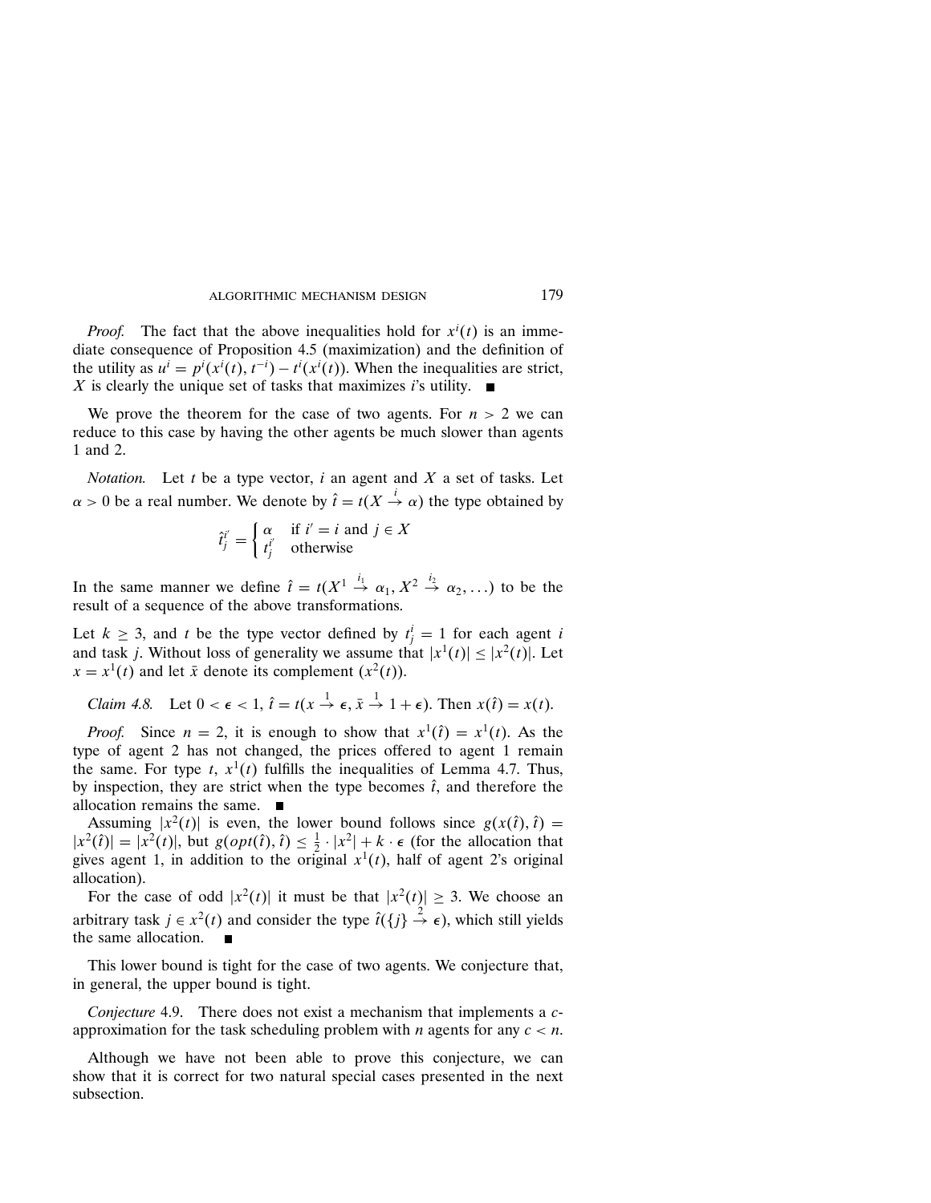*Proof.* The fact that the above inequalities hold for $x^i(t)$ is an immediate consequence of Proposition 4.5 (maximization) and the definition of the utility as $u^i = p^i(x^i(t), t^{-i}) - t^i(x^i(t))$. When the inequalities are strict, $X$ is clearly the unique set of tasks that maximizes $i$'s utility. ■

We prove the theorem for the case of two agents. For $n > 2$ we can reduce to this case by having the other agents be much slower than agents 1 and 2.

*Notation.* Let $t$ be a type vector, $i$ an agent and $X$ a set of tasks. Let $\alpha > 0$ be a real number. We denote by $\hat{t} = t(X \stackrel{i}{\rightarrow} \alpha)$ the type obtained by

$$\hat{t}_j^{i'} = \begin{cases} \alpha & \text{if } i' = i \text{ and } j \in X \\ t_j^{i'} & \text{otherwise} \end{cases}$$

In the same manner we define $\hat{t} = t(X^1 \stackrel{i_1}{\rightarrow} \alpha_1, X^2 \stackrel{i_2}{\rightarrow} \alpha_2, \ldots)$ to be the result of a sequence of the above transformations.

Let $k \geq 3$, and $t$ be the type vector defined by $t_j^i = 1$ for each agent $i$ and task $j$. Without loss of generality we assume that $|x^1(t)| \leq |x^2(t)|$. Let $x = x^1(t)$ and let $\bar{x}$ denote its complement ($x^2(t)$).

*Claim 4.8.* Let $0 < \epsilon < 1$, $\hat{t} = t(x \stackrel{1}{\rightarrow} \epsilon, \bar{x} \stackrel{1}{\rightarrow} 1 + \epsilon)$. Then $x(\hat{t}) = x(t)$.

*Proof.* Since $n = 2$, it is enough to show that $x^1(\hat{t}) = x^1(t)$. As the type of agent 2 has not changed, the prices offered to agent 1 remain the same. For type $t$, $x^1(t)$ fulfills the inequalities of Lemma 4.7. Thus, by inspection, they are strict when the type becomes $\hat{t}$, and therefore the allocation remains the same. ■

Assuming $|x^2(t)|$ is even, the lower bound follows since $g(x(\hat{t}), \hat{t}) = |x^2(\hat{t})| = |x^2(t)|$, but $g(opt(\hat{t}), \hat{t}) \leq \frac{1}{2} \cdot |x^2| + k \cdot \epsilon$ (for the allocation that gives agent 1, in addition to the original $x^1(t)$, half of agent 2's original allocation).

For the case of odd $|x^2(t)|$ it must be that $|x^2(t)| \geq 3$. We choose an arbitrary task $j \in x^2(t)$ and consider the type $\hat{t}(\{j\} \stackrel{2}{\rightarrow} \epsilon)$, which still yields the same allocation. ■

This lower bound is tight for the case of two agents. We conjecture that, in general, the upper bound is tight.

*Conjecture 4.9.* There does not exist a mechanism that implements a $c$-approximation for the task scheduling problem with $n$ agents for any $c < n$.

Although we have not been able to prove this conjecture, we can show that it is correct for two natural special cases presented in the next subsection.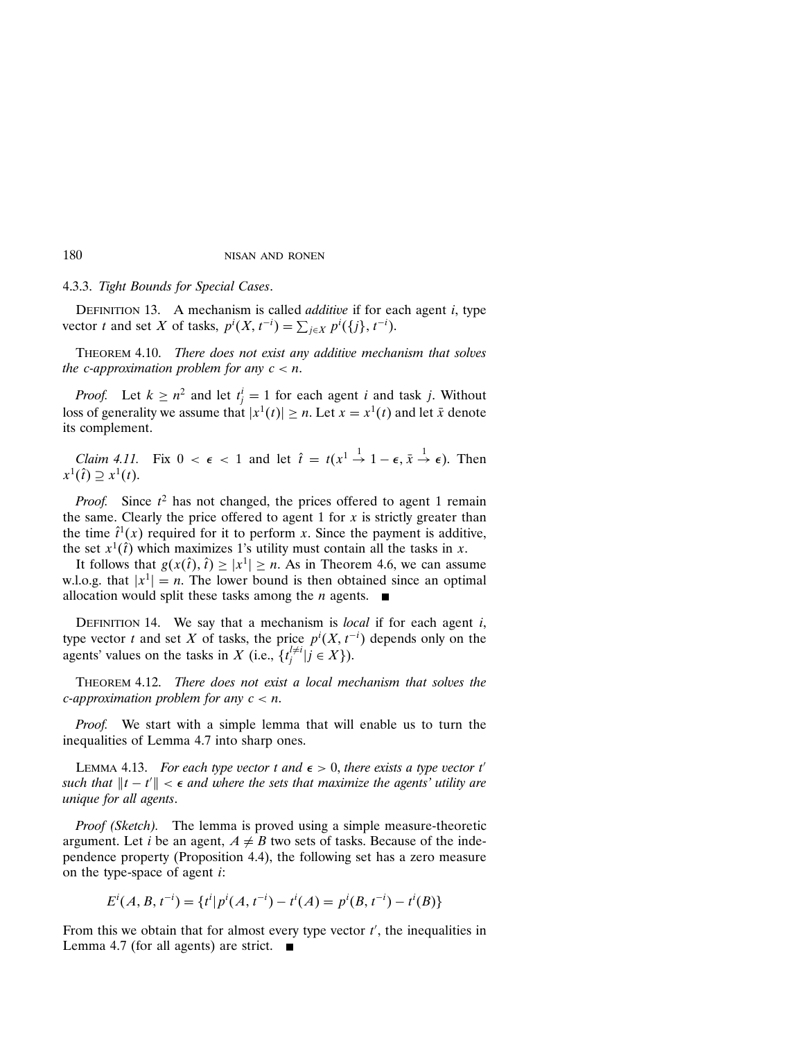#### 4.3.3. *Tight Bounds for Special Cases*.

DEFINITION 13. A mechanism is called *additive* if for each agent $i$, type vector $t$ and set $X$ of tasks, $p^i(X, t^{-i}) = \sum_{j \in X} p^i(\{j\}, t^{-i})$.

THEOREM 4.10. *There does not exist any additive mechanism that solves the c-approximation problem for any $c < n$.*

*Proof.* Let $k \geq n^2$ and let $t^i_j = 1$ for each agent $i$ and task $j$. Without loss of generality we assume that $|x^1(t)| \geq n$. Let $x = x^1(t)$ and let $\bar{x}$ denote its complement.

*Claim 4.11.* Fix $0 < \epsilon < 1$ and let $\hat{t} = t(x^1 \stackrel{1}{\to} 1 - \epsilon, \bar{x} \stackrel{1}{\to} \epsilon)$. Then $x^1(\hat{t}) \supseteq x^1(t)$.

*Proof.* Since $t^2$ has not changed, the prices offered to agent 1 remain the same. Clearly the price offered to agent 1 for $x$ is strictly greater than the time $\hat{t}^1(x)$ required for it to perform $x$. Since the payment is additive, the set $x^1(\hat{t})$ which maximizes 1's utility must contain all the tasks in $x$.

It follows that $g(x(\hat{t}), \hat{t}) \geq |x^1| \geq n$. As in Theorem 4.6, we can assume w.l.o.g. that $|x^1| = n$. The lower bound is then obtained since an optimal allocation would split these tasks among the $n$ agents. ■

DEFINITION 14. We say that a mechanism is *local* if for each agent $i$, type vector $t$ and set $X$ of tasks, the price $p^i(X, t^{-i})$ depends only on the agents' values on the tasks in $X$ (i.e., $\{t^{l \neq i}_j | j \in X\}$).

THEOREM 4.12. *There does not exist a local mechanism that solves the c-approximation problem for any $c < n$.*

*Proof.* We start with a simple lemma that will enable us to turn the inequalities of Lemma 4.7 into sharp ones.

LEMMA 4.13. *For each type vector $t$ and $\epsilon > 0$, there exists a type vector $t'$ such that $\|t - t'\| < \epsilon$ and where the sets that maximize the agents' utility are unique for all agents.*

*Proof (Sketch).* The lemma is proved using a simple measure-theoretic argument. Let $i$ be an agent, $A \neq B$ two sets of tasks. Because of the independence property (Proposition 4.4), the following set has a zero measure on the type-space of agent $i$:

$$E^i(A, B, t^{-i}) = \{t^i | p^i(A, t^{-i}) - t^i(A) = p^i(B, t^{-i}) - t^i(B)\}$$

From this we obtain that for almost every type vector $t'$, the inequalities in Lemma 4.7 (for all agents) are strict. ■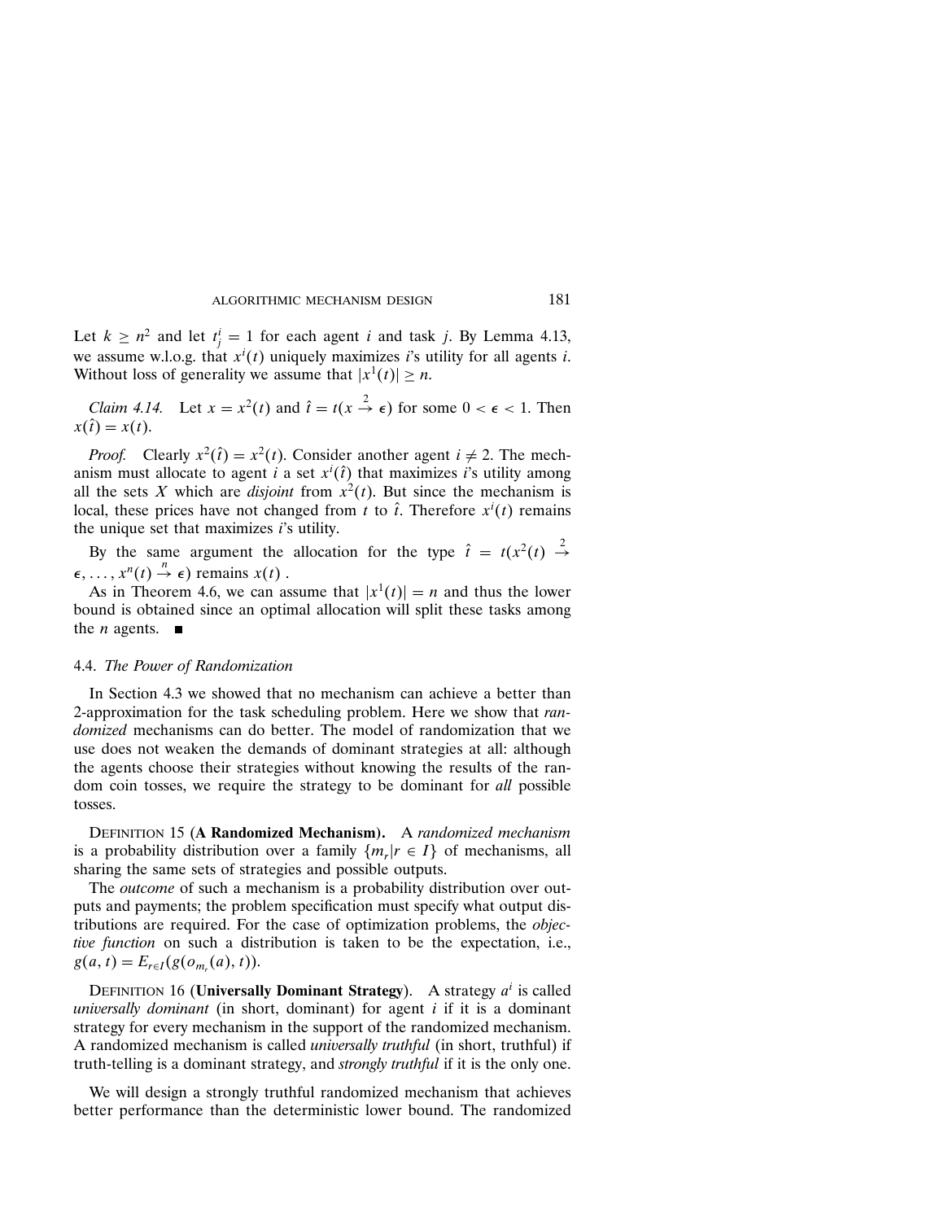Let $k \geq n^2$ and let $t^i_j = 1$ for each agent $i$ and task $j$. By Lemma 4.13, we assume w.l.o.g. that $x^i(t)$ uniquely maximizes $i$'s utility for all agents $i$. Without loss of generality we assume that $|x^1(t)| \geq n$.

*Claim 4.14.* Let $x = x^2(t)$ and $\hat{t} = t(x \overset{2}{\to} \epsilon)$ for some $0 < \epsilon < 1$. Then $x(\hat{t}) = x(t)$.

*Proof.* Clearly $x^2(\hat{t}) = x^2(t)$. Consider another agent $i \neq 2$. The mechanism must allocate to agent $i$ a set $x^i(\hat{t})$ that maximizes $i$'s utility among all the sets $X$ which are *disjoint* from $x^2(t)$. But since the mechanism is local, these prices have not changed from $t$ to $\hat{t}$. Therefore $x^i(t)$ remains the unique set that maximizes $i$'s utility.

By the same argument the allocation for the type $\hat{t} = t(x^2(t) \overset{2}{\to} \epsilon, \ldots, x^n(t) \overset{n}{\to} \epsilon)$ remains $x(t)$.

As in Theorem 4.6, we can assume that $|x^1(t)| = n$ and thus the lower bound is obtained since an optimal allocation will split these tasks among the $n$ agents. ∎

### 4.4. *The Power of Randomization*

In Section 4.3 we showed that no mechanism can achieve a better than 2-approximation for the task scheduling problem. Here we show that *randomized* mechanisms can do better. The model of randomization that we use does not weaken the demands of dominant strategies at all: although the agents choose their strategies without knowing the results of the random coin tosses, we require the strategy to be dominant for *all* possible tosses.

DEFINITION 15 (**A Randomized Mechanism**). A *randomized mechanism* is a probability distribution over a family $\{m_r | r \in I\}$ of mechanisms, all sharing the same sets of strategies and possible outputs.

The *outcome* of such a mechanism is a probability distribution over outputs and payments; the problem specification must specify what output distributions are required. For the case of optimization problems, the *objective function* on such a distribution is taken to be the expectation, i.e., $g(a, t) = E_{r \in I}(g(o_{m_r}(a), t))$.

DEFINITION 16 (**Universally Dominant Strategy**). A strategy $a^i$ is called *universally dominant* (in short, dominant) for agent $i$ if it is a dominant strategy for every mechanism in the support of the randomized mechanism. A randomized mechanism is called *universally truthful* (in short, truthful) if truth-telling is a dominant strategy, and *strongly truthful* if it is the only one.

We will design a strongly truthful randomized mechanism that achieves better performance than the deterministic lower bound. The randomized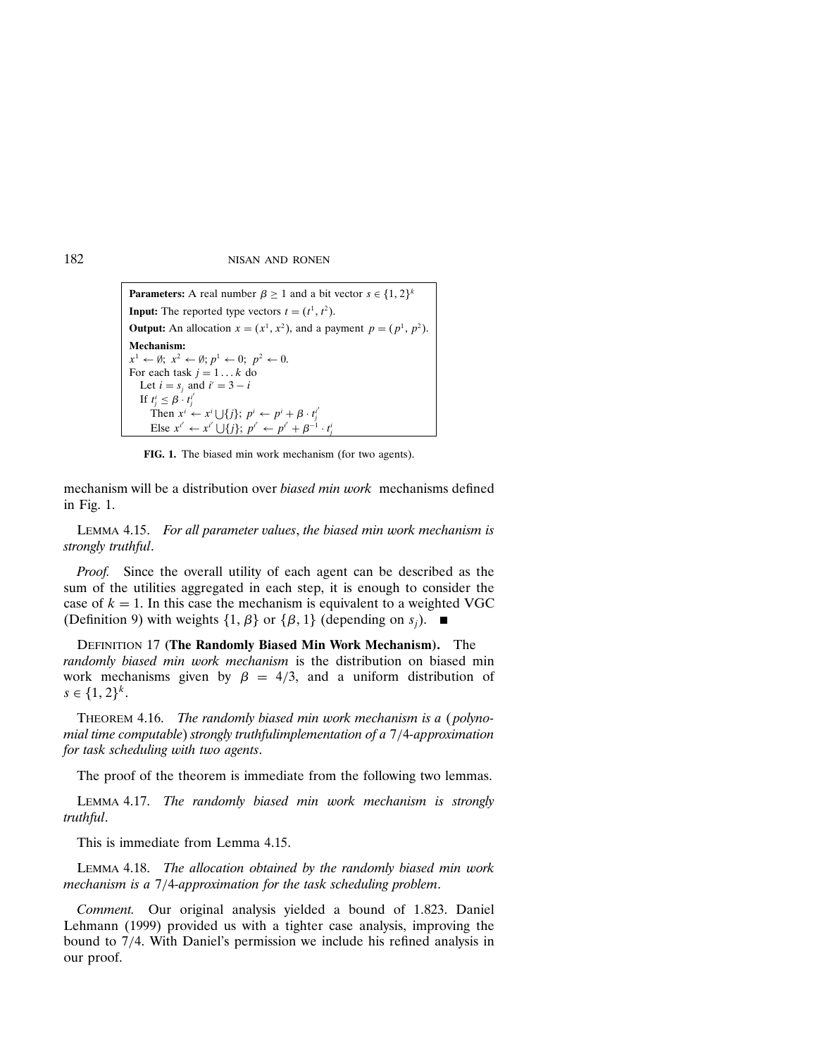**Parameters:** A real number $\beta \geq 1$ and a bit vector $s \in \{1, 2\}^k$
**Input:** The reported type vectors $t = (t^1, t^2)$.
**Output:** An allocation $x = (x^1, x^2)$, and a payment $p = (p^1, p^2)$.
**Mechanism:**

```
x^1 ← ∅; x^2 ← ∅; p^1 ← 0; p^2 ← 0.
For each task j = 1 ... k do
   Let i = s_j and i' = 3 − i
   If t^i_j ≤ β · t^{i'}_j
      Then x^i ← x^i ⋃{j}; p^i ← p^i + β · t^{i'}_j
      Else x^{i'} ← x^{i'} ⋃{j}; p^{i'} ← p^{i'} + β^{−1} · t^i_j
```

**FIG. 1.** The biased min work mechanism (for two agents).

mechanism will be a distribution over *biased min work* mechanisms defined in Fig. 1.

LEMMA 4.15. *For all parameter values, the biased min work mechanism is strongly truthful.*

*Proof.* Since the overall utility of each agent can be described as the sum of the utilities aggregated in each step, it is enough to consider the case of $k = 1$. In this case the mechanism is equivalent to a weighted VGC (Definition 9) with weights $\{1, \beta\}$ or $\{\beta, 1\}$ (depending on $s_j$). ■

DEFINITION 17 **(The Randomly Biased Min Work Mechanism).** The *randomly biased min work mechanism* is the distribution on biased min work mechanisms given by $\beta = 4/3$, and a uniform distribution of $s \in \{1, 2\}^k$.

THEOREM 4.16. *The randomly biased min work mechanism is a (polynomial time computable) strongly truthfulimplementation of a* $7/4$*-approximation for task scheduling with two agents.*

The proof of the theorem is immediate from the following two lemmas.

LEMMA 4.17. *The randomly biased min work mechanism is strongly truthful.*

This is immediate from Lemma 4.15.

LEMMA 4.18. *The allocation obtained by the randomly biased min work mechanism is a* $7/4$*-approximation for the task scheduling problem.*

*Comment.* Our original analysis yielded a bound of 1.823. Daniel Lehmann (1999) provided us with a tighter case analysis, improving the bound to 7/4. With Daniel's permission we include his refined analysis in our proof.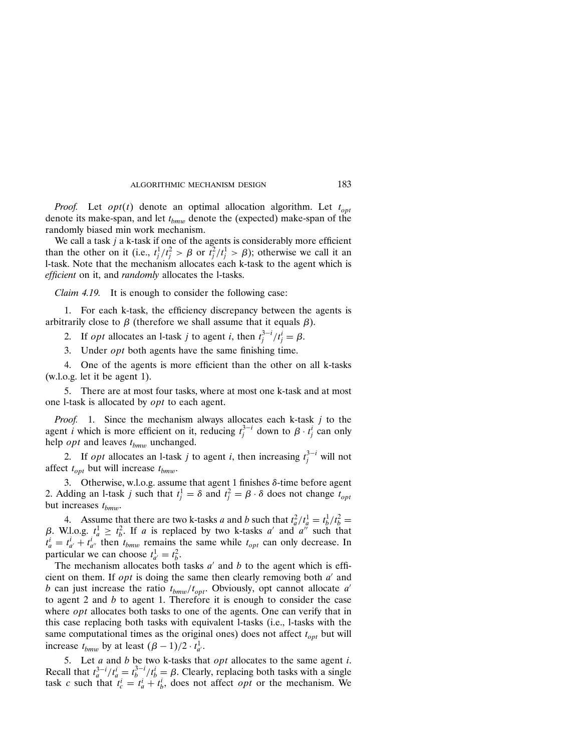*Proof.* Let $opt(t)$ denote an optimal allocation algorithm. Let $t_{opt}$ denote its make-span, and let $t_{bmw}$ denote the (expected) make-span of the randomly biased min work mechanism.

We call a task $j$ a k-task if one of the agents is considerably more efficient than the other on it (i.e., $t_j^1/t_j^2 > \beta$ or $t_j^2/t_j^1 > \beta$); otherwise we call it an l-task. Note that the mechanism allocates each k-task to the agent which is *efficient* on it, and *randomly* allocates the l-tasks.

*Claim 4.19.* It is enough to consider the following case:

1. For each k-task, the efficiency discrepancy between the agents is arbitrarily close to $\beta$ (therefore we shall assume that it equals $\beta$).
2. If *opt* allocates an l-task $j$ to agent $i$, then $t_j^{3-i}/t_j^i = \beta$.
3. Under *opt* both agents have the same finishing time.
4. One of the agents is more efficient than the other on all k-tasks (w.l.o.g. let it be agent 1).
5. There are at most four tasks, where at most one k-task and at most one l-task is allocated by *opt* to each agent.

*Proof.* 1. Since the mechanism always allocates each k-task $j$ to the agent $i$ which is more efficient on it, reducing $t_j^{3-i}$ down to $\beta \cdot t_j^i$ can only help *opt* and leaves $t_{bmw}$ unchanged.

2. If *opt* allocates an l-task $j$ to agent $i$, then increasing $t_j^{3-i}$ will not affect $t_{opt}$ but will increase $t_{bmw}$.

3. Otherwise, w.l.o.g. assume that agent 1 finishes $\delta$-time before agent 2. Adding an l-task $j$ such that $t_j^1 = \delta$ and $t_j^2 = \beta \cdot \delta$ does not change $t_{opt}$ but increases $t_{bmw}$.

4. Assume that there are two k-tasks $a$ and $b$ such that $t_a^2/t_a^1 = t_b^1/t_b^2 = \beta$. W.l.o.g. $t_a^1 \geq t_b^2$. If $a$ is replaced by two k-tasks $a'$ and $a''$ such that $t_a^i = t_{a'}^i + t_{a''}^i$ then $t_{bmw}$ remains the same while $t_{opt}$ can only decrease. In particular we can choose $t_{a'}^1 = t_b^2$.

The mechanism allocates both tasks $a'$ and $b$ to the agent which is efficient on them. If *opt* is doing the same then clearly removing both $a'$ and $b$ can just increase the ratio $t_{bmw}/t_{opt}$. Obviously, opt cannot allocate $a'$ to agent 2 and $b$ to agent 1. Therefore it is enough to consider the case where *opt* allocates both tasks to one of the agents. One can verify that in this case replacing both tasks with equivalent l-tasks (i.e., l-tasks with the same computational times as the original ones) does not affect $t_{opt}$ but will increase $t_{bmw}$ by at least $(\beta - 1)/2 \cdot t_{a'}^1$.

5. Let $a$ and $b$ be two k-tasks that *opt* allocates to the same agent $i$. Recall that $t_a^{3-i}/t_a^i = t_b^{3-i}/t_b^i = \beta$. Clearly, replacing both tasks with a single task $c$ such that $t_c^i = t_a^i + t_b^i$, does not affect *opt* or the mechanism. We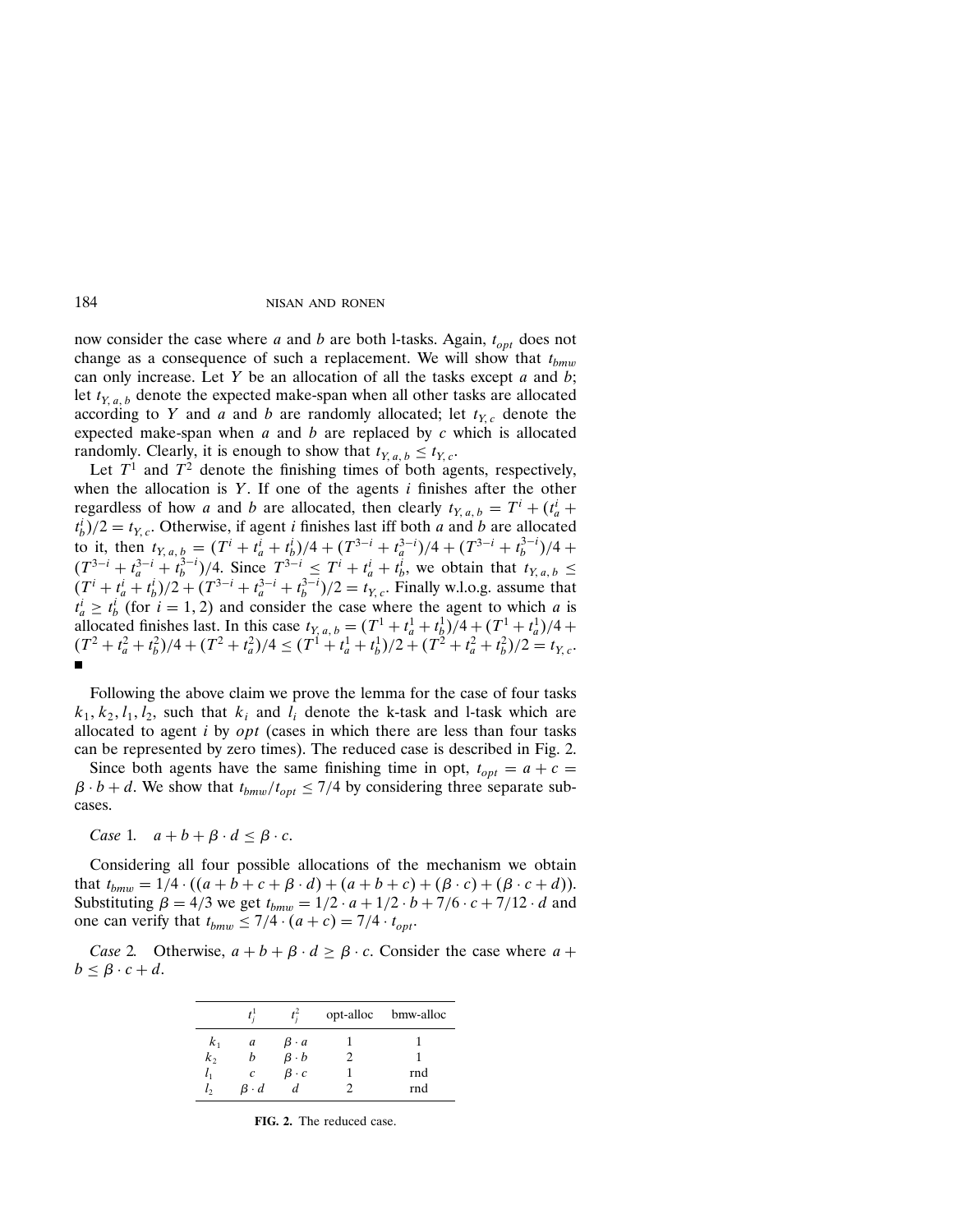now consider the case where $a$ and $b$ are both l-tasks. Again, $t_{opt}$ does not change as a consequence of such a replacement. We will show that $t_{bmw}$ can only increase. Let $Y$ be an allocation of all the tasks except $a$ and $b$; let $t_{Y,a,b}$ denote the expected make-span when all other tasks are allocated according to $Y$ and $a$ and $b$ are randomly allocated; let $t_{Y,c}$ denote the expected make-span when $a$ and $b$ are replaced by $c$ which is allocated randomly. Clearly, it is enough to show that $t_{Y,a,b} \leq t_{Y,c}$.

Let $T^1$ and $T^2$ denote the finishing times of both agents, respectively, when the allocation is $Y$. If one of the agents $i$ finishes after the other regardless of how $a$ and $b$ are allocated, then clearly $t_{Y,a,b} = T^i + (t_a^i + t_b^i)/2 = t_{Y,c}$. Otherwise, if agent $i$ finishes last iff both $a$ and $b$ are allocated to it, then $t_{Y,a,b} = (T^i + t_a^i + t_b^i)/4 + (T^{3-i} + t_a^{3-i})/4 + (T^{3-i} + t_b^{3-i})/4 + (T^{3-i} + t_a^{3-i} + t_b^{3-i})/4$. Since $T^{3-i} \leq T^i + t_a^i + t_b^i$, we obtain that $t_{Y,a,b} \leq (T^i + t_a^i + t_b^i)/2 + (T^{3-i} + t_a^{3-i} + t_b^{3-i})/2 = t_{Y,c}$. Finally w.l.o.g. assume that $t_a^i \geq t_b^i$ (for $i = 1, 2$) and consider the case where the agent to which $a$ is allocated finishes last. In this case $t_{Y,a,b} = (T^1 + t_a^1 + t_b^1)/4 + (T^1 + t_a^1)/4 + (T^2 + t_a^2 + t_b^2)/4 + (T^2 + t_a^2)/4 \leq (T^1 + t_a^1 + t_b^1)/2 + (T^2 + t_a^2 + t_b^2)/2 = t_{Y,c}$. ■

Following the above claim we prove the lemma for the case of four tasks $k_1, k_2, l_1, l_2$, such that $k_i$ and $l_i$ denote the k-task and l-task which are allocated to agent $i$ by *opt* (cases in which there are less than four tasks can be represented by zero times). The reduced case is described in Fig. 2.

Since both agents have the same finishing time in opt, $t_{opt} = a + c = \beta \cdot b + d$. We show that $t_{bmw}/t_{opt} \leq 7/4$ by considering three separate subcases.

*Case* 1. $a + b + \beta \cdot d \leq \beta \cdot c$.

Considering all four possible allocations of the mechanism we obtain that $t_{bmw} = 1/4 \cdot ((a + b + c + \beta \cdot d) + (a + b + c) + (\beta \cdot c) + (\beta \cdot c + d))$. Substituting $\beta = 4/3$ we get $t_{bmw} = 1/2 \cdot a + 1/2 \cdot b + 7/6 \cdot c + 7/12 \cdot d$ and one can verify that $t_{bmw} \leq 7/4 \cdot (a + c) = 7/4 \cdot t_{opt}$.

*Case* 2. Otherwise, $a + b + \beta \cdot d \geq \beta \cdot c$. Consider the case where $a + b \leq \beta \cdot c + d$.

| | $t_j^1$ | $t_j^2$ | opt-alloc | bmw-alloc |
|---|---|---|---|---|
| $k_1$ | $a$ | $\beta \cdot a$ | 1 | 1 |
| $k_2$ | $b$ | $\beta \cdot b$ | 2 | 1 |
| $l_1$ | $c$ | $\beta \cdot c$ | 1 | rnd |
| $l_2$ | $\beta \cdot d$ | $d$ | 2 | rnd |

**FIG. 2.** The reduced case.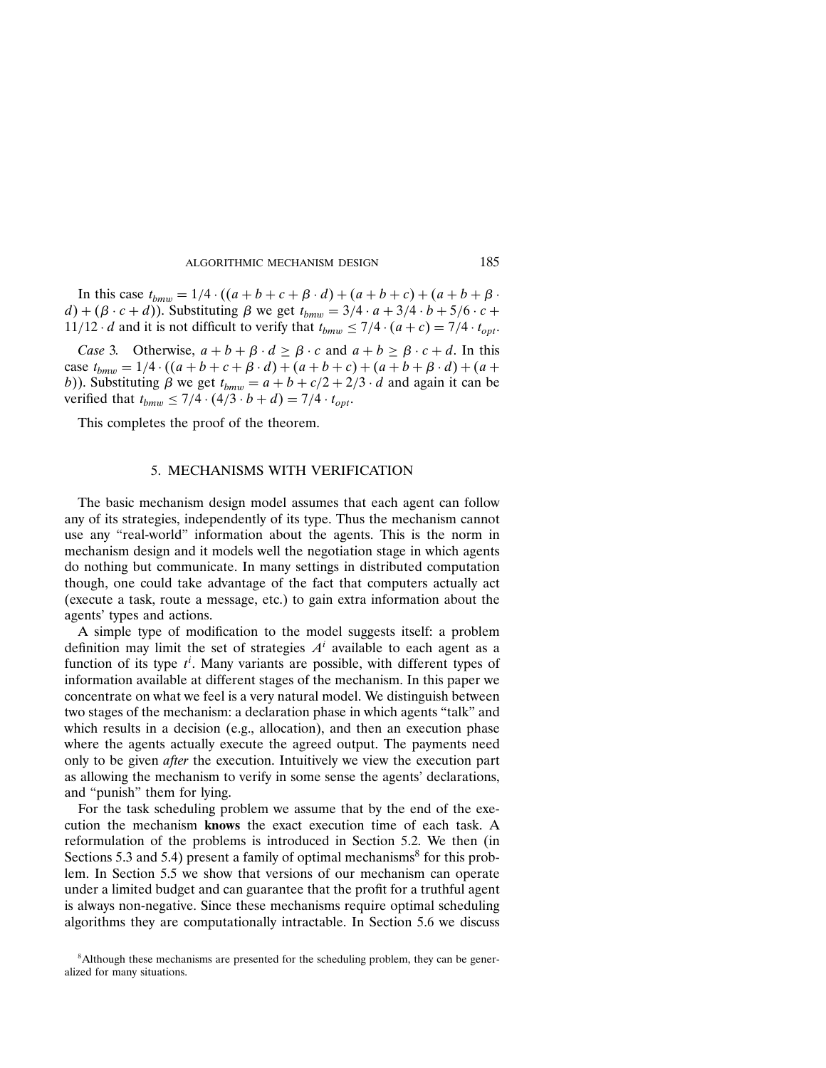In this case $t_{bmw} = 1/4 \cdot ((a+b+c+\beta \cdot d) + (a+b+c) + (a+b+\beta \cdot d) + (\beta \cdot c + d))$. Substituting $\beta$ we get $t_{bmw} = 3/4 \cdot a + 3/4 \cdot b + 5/6 \cdot c + 11/12 \cdot d$ and it is not difficult to verify that $t_{bmw} \leq 7/4 \cdot (a+c) = 7/4 \cdot t_{opt}$.

*Case* 3. Otherwise, $a+b+\beta \cdot d \geq \beta \cdot c$ and $a+b \geq \beta \cdot c + d$. In this case $t_{bmw} = 1/4 \cdot ((a+b+c+\beta \cdot d) + (a+b+c) + (a+b+\beta \cdot d) + (a+b))$. Substituting $\beta$ we get $t_{bmw} = a+b+c/2+2/3 \cdot d$ and again it can be verified that $t_{bmw} \leq 7/4 \cdot (4/3 \cdot b + d) = 7/4 \cdot t_{opt}$.

This completes the proof of the theorem.

## 5. MECHANISMS WITH VERIFICATION

The basic mechanism design model assumes that each agent can follow any of its strategies, independently of its type. Thus the mechanism cannot use any "real-world" information about the agents. This is the norm in mechanism design and it models well the negotiation stage in which agents do nothing but communicate. In many settings in distributed computation though, one could take advantage of the fact that computers actually act (execute a task, route a message, etc.) to gain extra information about the agents' types and actions.

A simple type of modification to the model suggests itself: a problem definition may limit the set of strategies $A^i$ available to each agent as a function of its type $t^i$. Many variants are possible, with different types of information available at different stages of the mechanism. In this paper we concentrate on what we feel is a very natural model. We distinguish between two stages of the mechanism: a declaration phase in which agents "talk" and which results in a decision (e.g., allocation), and then an execution phase where the agents actually execute the agreed output. The payments need only to be given *after* the execution. Intuitively we view the execution part as allowing the mechanism to verify in some sense the agents' declarations, and "punish" them for lying.

For the task scheduling problem we assume that by the end of the execution the mechanism **knows** the exact execution time of each task. A reformulation of the problems is introduced in Section 5.2. We then (in Sections 5.3 and 5.4) present a family of optimal mechanisms[8] for this problem. In Section 5.5 we show that versions of our mechanism can operate under a limited budget and can guarantee that the profit for a truthful agent is always non-negative. Since these mechanisms require optimal scheduling algorithms they are computationally intractable. In Section 5.6 we discuss

[8]Although these mechanisms are presented for the scheduling problem, they can be generalized for many situations.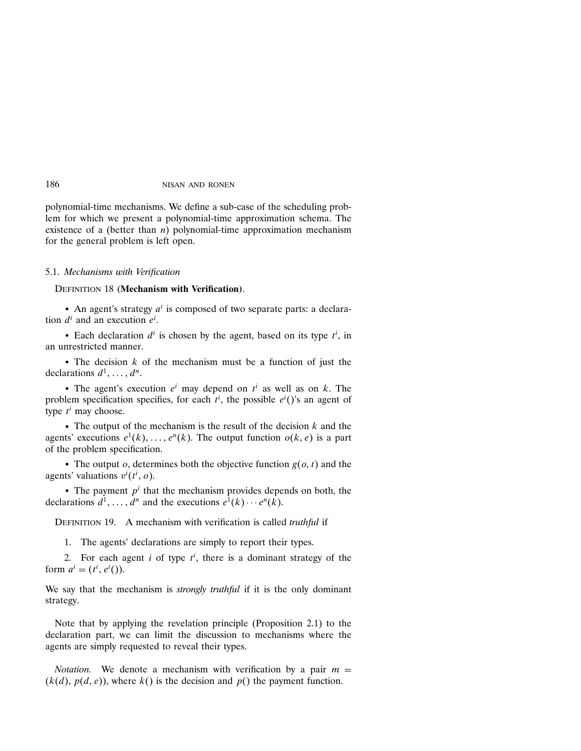polynomial-time mechanisms. We define a sub-case of the scheduling problem for which we present a polynomial-time approximation schema. The existence of a (better than $n$) polynomial-time approximation mechanism for the general problem is left open.

### 5.1. *Mechanisms with Verification*

Definition 18 (**Mechanism with Verification**).

- An agent's strategy $a^i$ is composed of two separate parts: a declaration $d^i$ and an execution $e^i$.
- Each declaration $d^i$ is chosen by the agent, based on its type $t^i$, in an unrestricted manner.
- The decision $k$ of the mechanism must be a function of just the declarations $d^1, \ldots, d^n$.
- The agent's execution $e^i$ may depend on $t^i$ as well as on $k$. The problem specification specifies, for each $t^i$, the possible $e^i()$'s an agent of type $t^i$ may choose.
- The output of the mechanism is the result of the decision $k$ and the agents' executions $e^1(k), \ldots, e^n(k)$. The output function $o(k, e)$ is a part of the problem specification.
- The output $o$, determines both the objective function $g(o, t)$ and the agents' valuations $v^i(t^i, o)$.
- The payment $p^i$ that the mechanism provides depends on both, the declarations $d^1, \ldots, d^n$ and the executions $e^1(k) \cdots e^n(k)$.

Definition 19. A mechanism with verification is called *truthful* if

1. The agents' declarations are simply to report their types.
2. For each agent $i$ of type $t^i$, there is a dominant strategy of the form $a^i = (t^i, e^i())$.

We say that the mechanism is *strongly truthful* if it is the only dominant strategy.

Note that by applying the revelation principle (Proposition 2.1) to the declaration part, we can limit the discussion to mechanisms where the agents are simply requested to reveal their types.

*Notation.* We denote a mechanism with verification by a pair $m = (k(d), p(d, e))$, where $k()$ is the decision and $p()$ the payment function.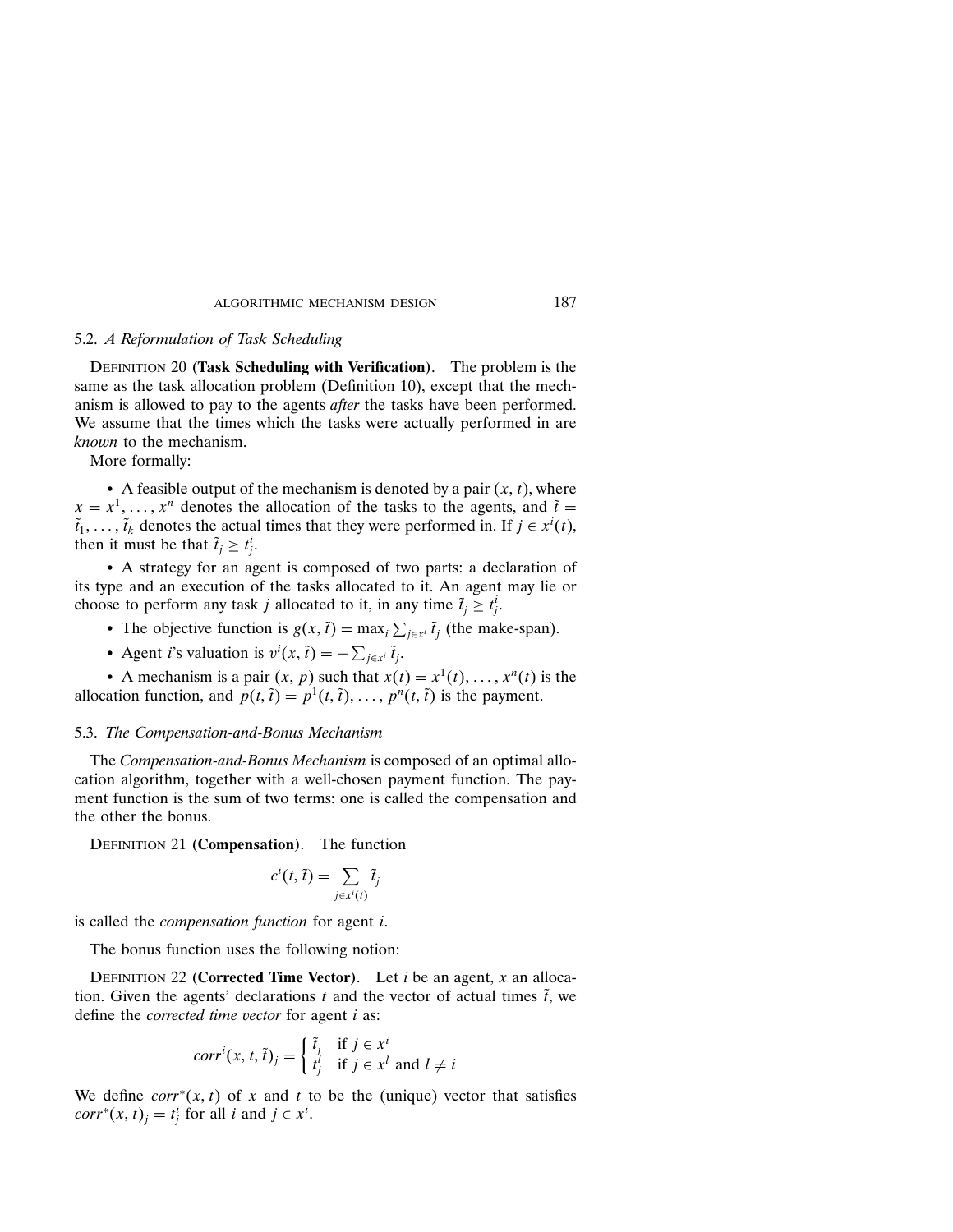### 5.2. *A Reformulation of Task Scheduling*

Definition 20 (**Task Scheduling with Verification**). The problem is the same as the task allocation problem (Definition 10), except that the mechanism is allowed to pay to the agents *after* the tasks have been performed. We assume that the times which the tasks were actually performed in are *known* to the mechanism.

More formally:

- A feasible output of the mechanism is denoted by a pair $(x, t)$, where $x = x^1, \ldots, x^n$ denotes the allocation of the tasks to the agents, and $\tilde{t} = \tilde{t}_1, \ldots, \tilde{t}_k$ denotes the actual times that they were performed in. If $j \in x^i(t)$, then it must be that $\tilde{t}_j \geq t^i_j$.
- A strategy for an agent is composed of two parts: a declaration of its type and an execution of the tasks allocated to it. An agent may lie or choose to perform any task $j$ allocated to it, in any time $\tilde{t}_j \geq t^i_j$.
- The objective function is $g(x, \tilde{t}) = \max_i \sum_{j \in x^i} \tilde{t}_j$ (the make-span).
- Agent $i$'s valuation is $v^i(x, \tilde{t}) = -\sum_{j \in x^i} \tilde{t}_j$.
- A mechanism is a pair $(x, p)$ such that $x(t) = x^1(t), \ldots, x^n(t)$ is the allocation function, and $p(t, \tilde{t}) = p^1(t, \tilde{t}), \ldots, p^n(t, \tilde{t})$ is the payment.

### 5.3. *The Compensation-and-Bonus Mechanism*

The *Compensation-and-Bonus Mechanism* is composed of an optimal allocation algorithm, together with a well-chosen payment function. The payment function is the sum of two terms: one is called the compensation and the other the bonus.

Definition 21 (**Compensation**). The function

$$c^i(t, \tilde{t}) = \sum_{j \in x^i(t)} \tilde{t}_j$$

is called the *compensation function* for agent $i$.

The bonus function uses the following notion:

Definition 22 (**Corrected Time Vector**). Let $i$ be an agent, $x$ an allocation. Given the agents' declarations $t$ and the vector of actual times $\tilde{t}$, we define the *corrected time vector* for agent $i$ as:

$$corr^i(x, t, \tilde{t})_j = \begin{cases} \tilde{t}_j & \text{if } j \in x^i \\ t^l_j & \text{if } j \in x^l \text{ and } l \neq i \end{cases}$$

We define $corr^*(x, t)$ of $x$ and $t$ to be the (unique) vector that satisfies $corr^*(x, t)_j = t^i_j$ for all $i$ and $j \in x^i$.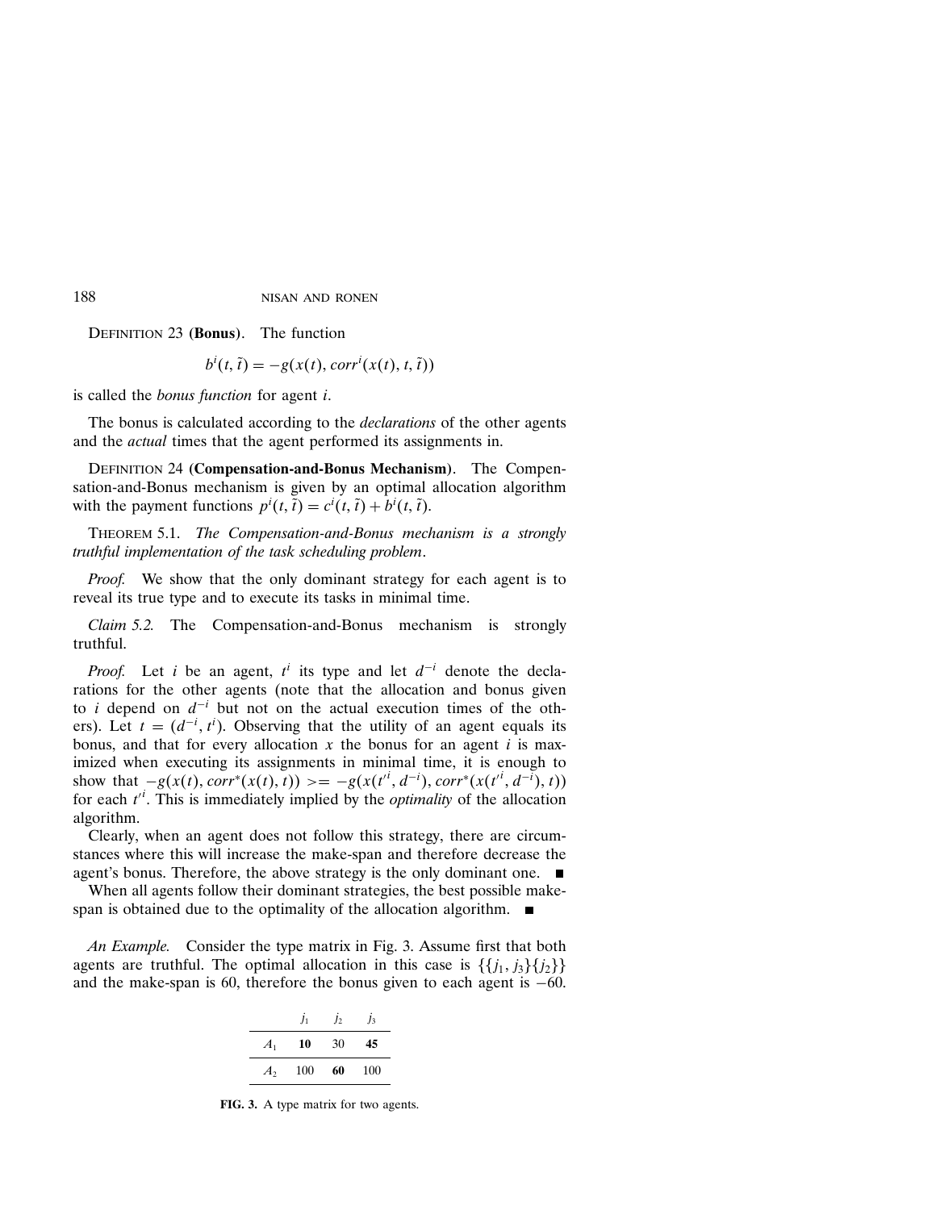DEFINITION 23 **(Bonus)**. The function

$$b^i(t, \tilde{t}) = -g(x(t), corr^i(x(t), t, \tilde{t}))$$

is called the *bonus function* for agent $i$.

The bonus is calculated according to the *declarations* of the other agents and the *actual* times that the agent performed its assignments in.

DEFINITION 24 **(Compensation-and-Bonus Mechanism)**. The Compensation-and-Bonus mechanism is given by an optimal allocation algorithm with the payment functions $p^i(t, \tilde{t}) = c^i(t, \tilde{t}) + b^i(t, \tilde{t})$.

THEOREM 5.1. *The Compensation-and-Bonus mechanism is a strongly truthful implementation of the task scheduling problem.*

*Proof.* We show that the only dominant strategy for each agent is to reveal its true type and to execute its tasks in minimal time.

*Claim 5.2.* The Compensation-and-Bonus mechanism is strongly truthful.

*Proof.* Let $i$ be an agent, $t^i$ its type and let $d^{-i}$ denote the declarations for the other agents (note that the allocation and bonus given to $i$ depend on $d^{-i}$ but not on the actual execution times of the others). Let $t = (d^{-i}, t^i)$. Observing that the utility of an agent equals its bonus, and that for every allocation $x$ the bonus for an agent $i$ is maximized when executing its assignments in minimal time, it is enough to show that $-g(x(t), corr^*(x(t), t)) >= -g(x(t'^i, d^{-i}), corr^*(x(t'^i, d^{-i}), t))$ for each $t'^i$. This is immediately implied by the *optimality* of the allocation algorithm.

Clearly, when an agent does not follow this strategy, there are circumstances where this will increase the make-span and therefore decrease the agent's bonus. Therefore, the above strategy is the only dominant one. ∎

When all agents follow their dominant strategies, the best possible make-span is obtained due to the optimality of the allocation algorithm. ∎

*An Example.* Consider the type matrix in Fig. 3. Assume first that both agents are truthful. The optimal allocation in this case is $\{\{j_1, j_3\}\{j_2\}\}$ and the make-span is 60, therefore the bonus given to each agent is $-60$.

| | $j_1$ | $j_2$ | $j_3$ |
|---|---|---|---|
| $A_1$ | **10** | 30 | **45** |
| $A_2$ | 100 | **60** | 100 |

**FIG. 3.** A type matrix for two agents.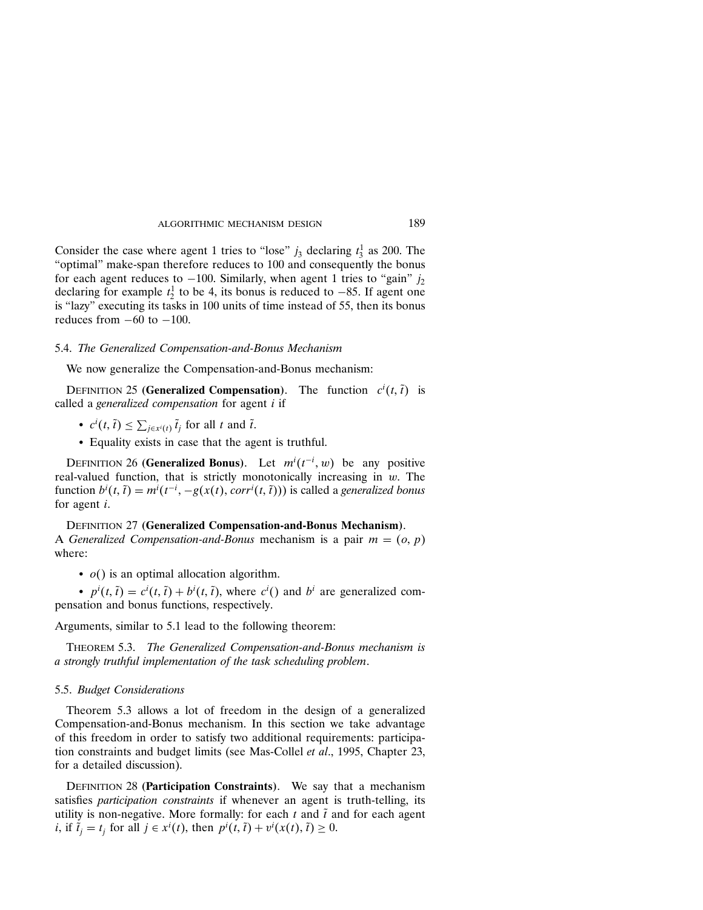Consider the case where agent 1 tries to "lose" $j_3$ declaring $t_3^1$ as 200. The "optimal" make-span therefore reduces to 100 and consequently the bonus for each agent reduces to $-100$. Similarly, when agent 1 tries to "gain" $j_2$ declaring for example $t_2^1$ to be 4, its bonus is reduced to $-85$. If agent one is "lazy" executing its tasks in 100 units of time instead of 55, then its bonus reduces from $-60$ to $-100$.

### 5.4. *The Generalized Compensation-and-Bonus Mechanism*

We now generalize the Compensation-and-Bonus mechanism:

Definition 25 **(Generalized Compensation)**. The function $c^i(t, \tilde{t})$ is called a *generalized compensation* for agent $i$ if

- $c^i(t, \tilde{t}) \leq \sum_{j \in x^i(t)} \tilde{t}_j$ for all $t$ and $\tilde{t}$.
- Equality exists in case that the agent is truthful.

Definition 26 **(Generalized Bonus)**. Let $m^i(t^{-i}, w)$ be any positive real-valued function, that is strictly monotonically increasing in $w$. The function $b^i(t, \tilde{t}) = m^i(t^{-i}, -g(x(t), corr^i(t, \tilde{t})))$ is called a *generalized bonus* for agent $i$.

Definition 27 **(Generalized Compensation-and-Bonus Mechanism)**. A *Generalized Compensation-and-Bonus* mechanism is a pair $m = (o, p)$ where:

- $o()$ is an optimal allocation algorithm.
- $p^i(t, \tilde{t}) = c^i(t, \tilde{t}) + b^i(t, \tilde{t})$, where $c^i()$ and $b^i$ are generalized compensation and bonus functions, respectively.

Arguments, similar to 5.1 lead to the following theorem:

Theorem 5.3. *The Generalized Compensation-and-Bonus mechanism is a strongly truthful implementation of the task scheduling problem.*

### 5.5. *Budget Considerations*

Theorem 5.3 allows a lot of freedom in the design of a generalized Compensation-and-Bonus mechanism. In this section we take advantage of this freedom in order to satisfy two additional requirements: participation constraints and budget limits (see Mas-Collel *et al*., 1995, Chapter 23, for a detailed discussion).

Definition 28 **(Participation Constraints)**. We say that a mechanism satisfies *participation constraints* if whenever an agent is truth-telling, its utility is non-negative. More formally: for each $t$ and $\tilde{t}$ and for each agent $i$, if $\tilde{t}_j = t_j$ for all $j \in x^i(t)$, then $p^i(t, \tilde{t}) + v^i(x(t), \tilde{t}) \geq 0$.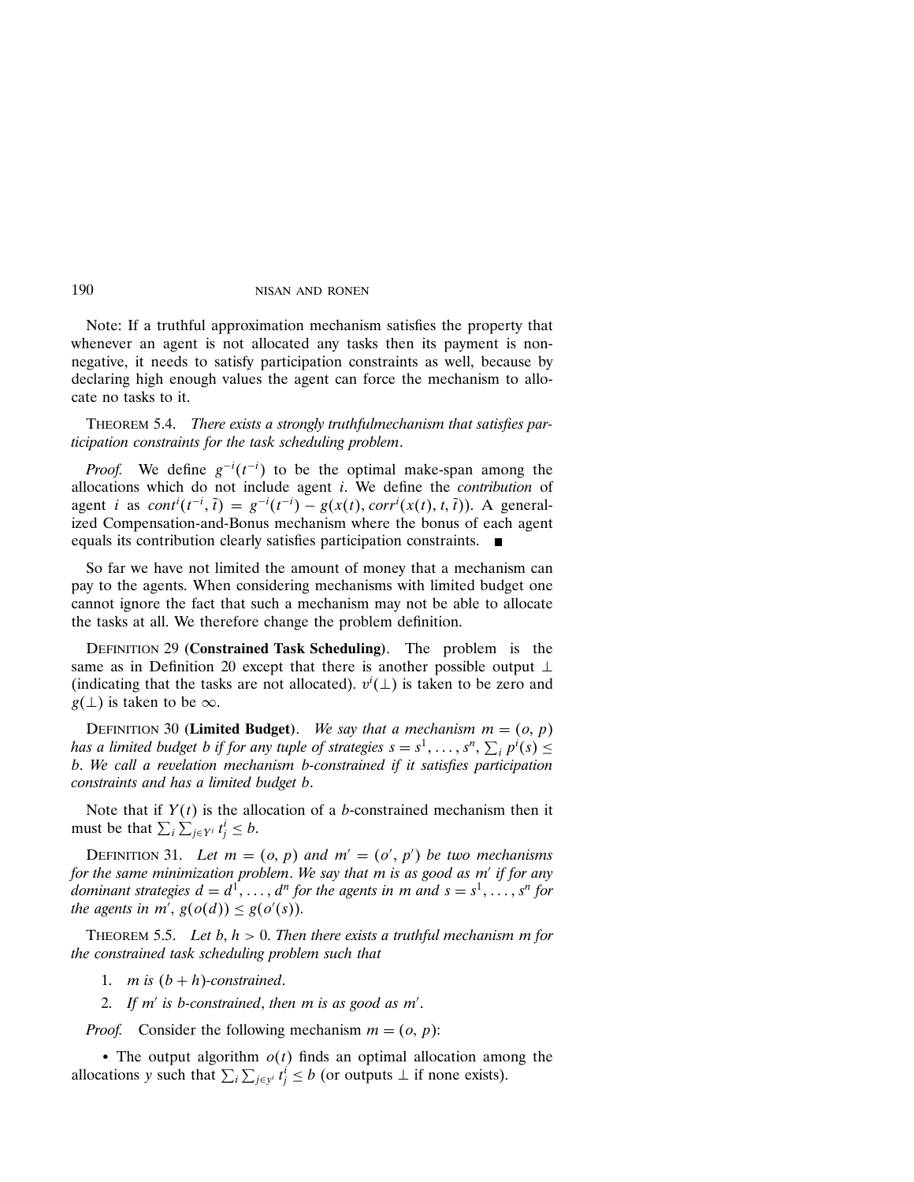Note: If a truthful approximation mechanism satisfies the property that whenever an agent is not allocated any tasks then its payment is non-negative, it needs to satisfy participation constraints as well, because by declaring high enough values the agent can force the mechanism to allocate no tasks to it.

THEOREM 5.4. *There exists a strongly truthfulmechanism that satisfies participation constraints for the task scheduling problem.*

*Proof.* We define $g^{-i}(t^{-i})$ to be the optimal make-span among the allocations which do not include agent $i$. We define the *contribution* of agent $i$ as $cont^i(t^{-i}, \tilde{t}) = g^{-i}(t^{-i}) - g(x(t), corr^i(x(t), t, \tilde{t}))$. A generalized Compensation-and-Bonus mechanism where the bonus of each agent equals its contribution clearly satisfies participation constraints. ∎

So far we have not limited the amount of money that a mechanism can pay to the agents. When considering mechanisms with limited budget one cannot ignore the fact that such a mechanism may not be able to allocate the tasks at all. We therefore change the problem definition.

DEFINITION 29 **(Constrained Task Scheduling)**. The problem is the same as in Definition 20 except that there is another possible output $\perp$ (indicating that the tasks are not allocated). $v^i(\perp)$ is taken to be zero and $g(\perp)$ is taken to be $\infty$.

DEFINITION 30 **(Limited Budget)**. *We say that a mechanism $m = (o, p)$ has a limited budget $b$ if for any tuple of strategies $s = s^1, \ldots, s^n$, $\sum_i p^i(s) \leq b$. We call a revelation mechanism $b$-constrained if it satisfies participation constraints and has a limited budget $b$.*

Note that if $Y(t)$ is the allocation of a $b$-constrained mechanism then it must be that $\sum_i \sum_{j \in Y^i} t^i_j \leq b$.

DEFINITION 31. *Let $m = (o, p)$ and $m' = (o', p')$ be two mechanisms for the same minimization problem. We say that $m$ is as good as $m'$ if for any dominant strategies $d = d^1, \ldots, d^n$ for the agents in $m$ and $s = s^1, \ldots, s^n$ for the agents in $m'$, $g(o(d)) \leq g(o'(s))$.*

THEOREM 5.5. *Let $b, h > 0$. Then there exists a truthful mechanism $m$ for the constrained task scheduling problem such that*

1. *$m$ is $(b + h)$-constrained.*
2. *If $m'$ is $b$-constrained, then $m$ is as good as $m'$.*

*Proof.* Consider the following mechanism $m = (o, p)$:

- The output algorithm $o(t)$ finds an optimal allocation among the allocations $y$ such that $\sum_i \sum_{j \in y^i} t^i_j \leq b$ (or outputs $\perp$ if none exists).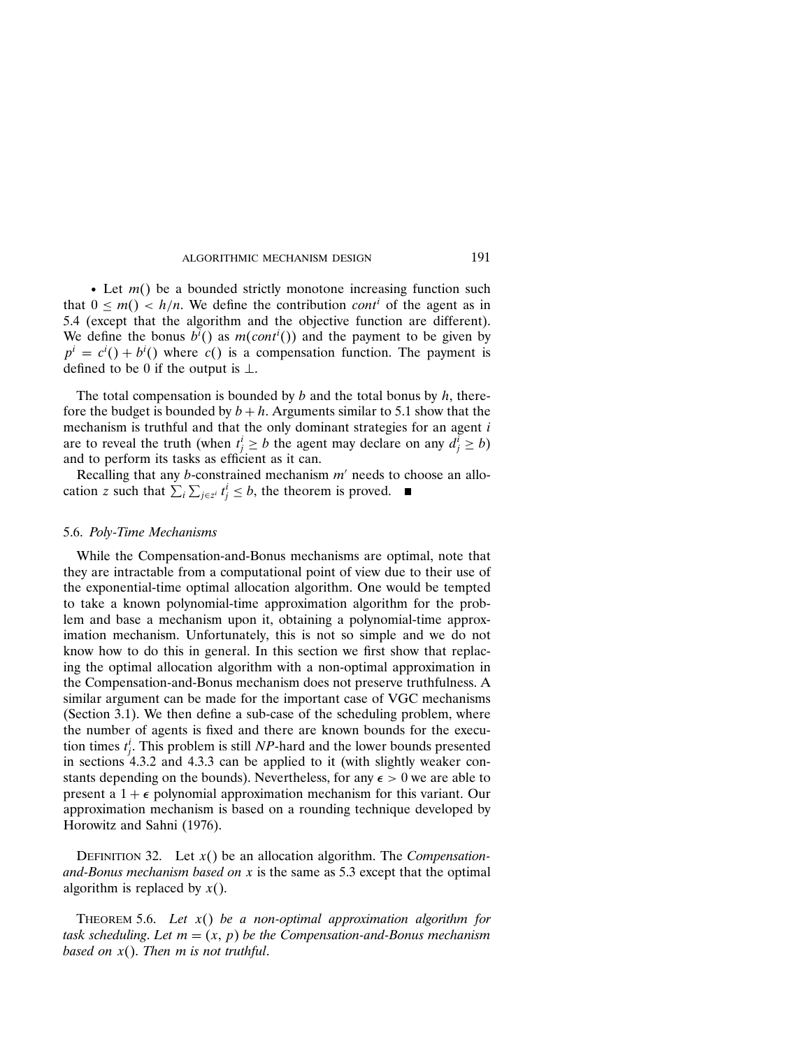• Let $m()$ be a bounded strictly monotone increasing function such that $0 \leq m() < h/n$. We define the contribution $cont^i$ of the agent as in 5.4 (except that the algorithm and the objective function are different). We define the bonus $b^i()$ as $m(cont^i())$ and the payment to be given by $p^i = c^i() + b^i()$ where $c()$ is a compensation function. The payment is defined to be 0 if the output is $\perp$.

The total compensation is bounded by $b$ and the total bonus by $h$, therefore the budget is bounded by $b + h$. Arguments similar to 5.1 show that the mechanism is truthful and that the only dominant strategies for an agent $i$ are to reveal the truth (when $t^i_j \geq b$ the agent may declare on any $d^i_j \geq b$) and to perform its tasks as efficient as it can.

Recalling that any $b$-constrained mechanism $m'$ needs to choose an allocation $z$ such that $\sum_i \sum_{j \in z^i} t^i_j \leq b$, the theorem is proved. ∎

### 5.6. *Poly-Time Mechanisms*

While the Compensation-and-Bonus mechanisms are optimal, note that they are intractable from a computational point of view due to their use of the exponential-time optimal allocation algorithm. One would be tempted to take a known polynomial-time approximation algorithm for the problem and base a mechanism upon it, obtaining a polynomial-time approximation mechanism. Unfortunately, this is not so simple and we do not know how to do this in general. In this section we first show that replacing the optimal allocation algorithm with a non-optimal approximation in the Compensation-and-Bonus mechanism does not preserve truthfulness. A similar argument can be made for the important case of VGC mechanisms (Section 3.1). We then define a sub-case of the scheduling problem, where the number of agents is fixed and there are known bounds for the execution times $t^i_j$. This problem is still *NP*-hard and the lower bounds presented in sections 4.3.2 and 4.3.3 can be applied to it (with slightly weaker constants depending on the bounds). Nevertheless, for any $\epsilon > 0$ we are able to present a $1 + \epsilon$ polynomial approximation mechanism for this variant. Our approximation mechanism is based on a rounding technique developed by Horowitz and Sahni (1976).

DEFINITION 32. Let $x()$ be an allocation algorithm. The *Compensation-and-Bonus mechanism based on $x$* is the same as 5.3 except that the optimal algorithm is replaced by $x()$.

THEOREM 5.6. *Let $x()$ be a non-optimal approximation algorithm for task scheduling. Let $m = (x, p)$ be the Compensation-and-Bonus mechanism based on $x()$. Then $m$ is not truthful.*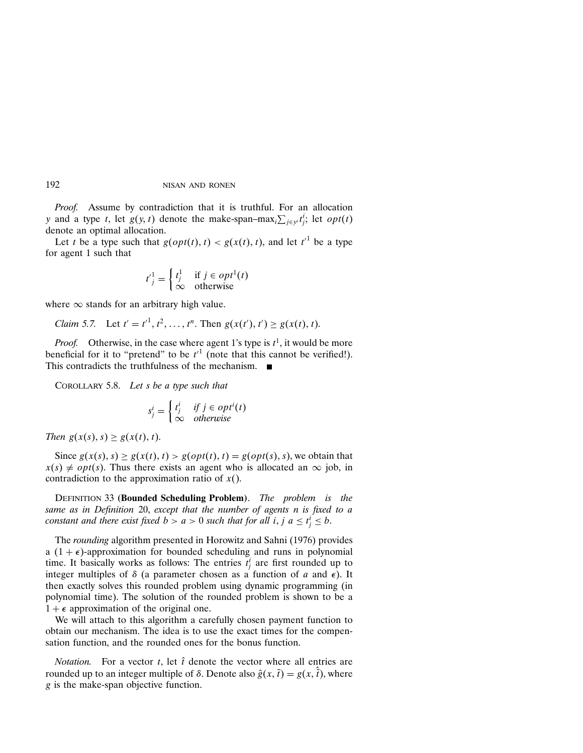*Proof.* Assume by contradiction that it is truthful. For an allocation $y$ and a type $t$, let $g(y, t)$ denote the make-span–$\max_i \sum_{j \in y^i} t^i_j$; let $opt(t)$ denote an optimal allocation.

Let $t$ be a type such that $g(opt(t), t) < g(x(t), t)$, and let $t'^1$ be a type for agent 1 such that

$$t'^1_j = \begin{cases} t^1_j & \text{if } j \in opt^1(t) \\ \infty & \text{otherwise} \end{cases}$$

where $\infty$ stands for an arbitrary high value.

*Claim 5.7.* Let $t' = t'^1, t^2, \ldots, t^n$. Then $g(x(t'), t') \geq g(x(t), t)$.

*Proof.* Otherwise, in the case where agent 1's type is $t^1$, it would be more beneficial for it to "pretend" to be $t'^1$ (note that this cannot be verified!). This contradicts the truthfulness of the mechanism. ■

COROLLARY 5.8. *Let $s$ be a type such that*

$$s^i_j = \begin{cases} t^i_j & \textit{if } j \in opt^i(t) \\ \infty & \textit{otherwise} \end{cases}$$

*Then $g(x(s), s) \geq g(x(t), t)$.*

Since $g(x(s), s) \geq g(x(t), t) > g(opt(t), t) = g(opt(s), s)$, we obtain that $x(s) \neq opt(s)$. Thus there exists an agent who is allocated an $\infty$ job, in contradiction to the approximation ratio of $x()$.

DEFINITION 33 (**Bounded Scheduling Problem**). *The problem is the same as in Definition 20, except that the number of agents $n$ is fixed to a constant and there exist fixed $b > a > 0$ such that for all $i, j$ $a \leq t^i_j \leq b$.*

The *rounding* algorithm presented in Horowitz and Sahni (1976) provides a $(1 + \epsilon)$-approximation for bounded scheduling and runs in polynomial time. It basically works as follows: The entries $t^i_j$ are first rounded up to integer multiples of $\delta$ (a parameter chosen as a function of $a$ and $\epsilon$). It then exactly solves this rounded problem using dynamic programming (in polynomial time). The solution of the rounded problem is shown to be a $1 + \epsilon$ approximation of the original one.

We will attach to this algorithm a carefully chosen payment function to obtain our mechanism. The idea is to use the exact times for the compensation function, and the rounded ones for the bonus function.

*Notation.* For a vector $t$, let $\hat{t}$ denote the vector where all entries are rounded up to an integer multiple of $\delta$. Denote also $\hat{g}(x, \tilde{t}) = g(x, \hat{\tilde{t}})$, where $g$ is the make-span objective function.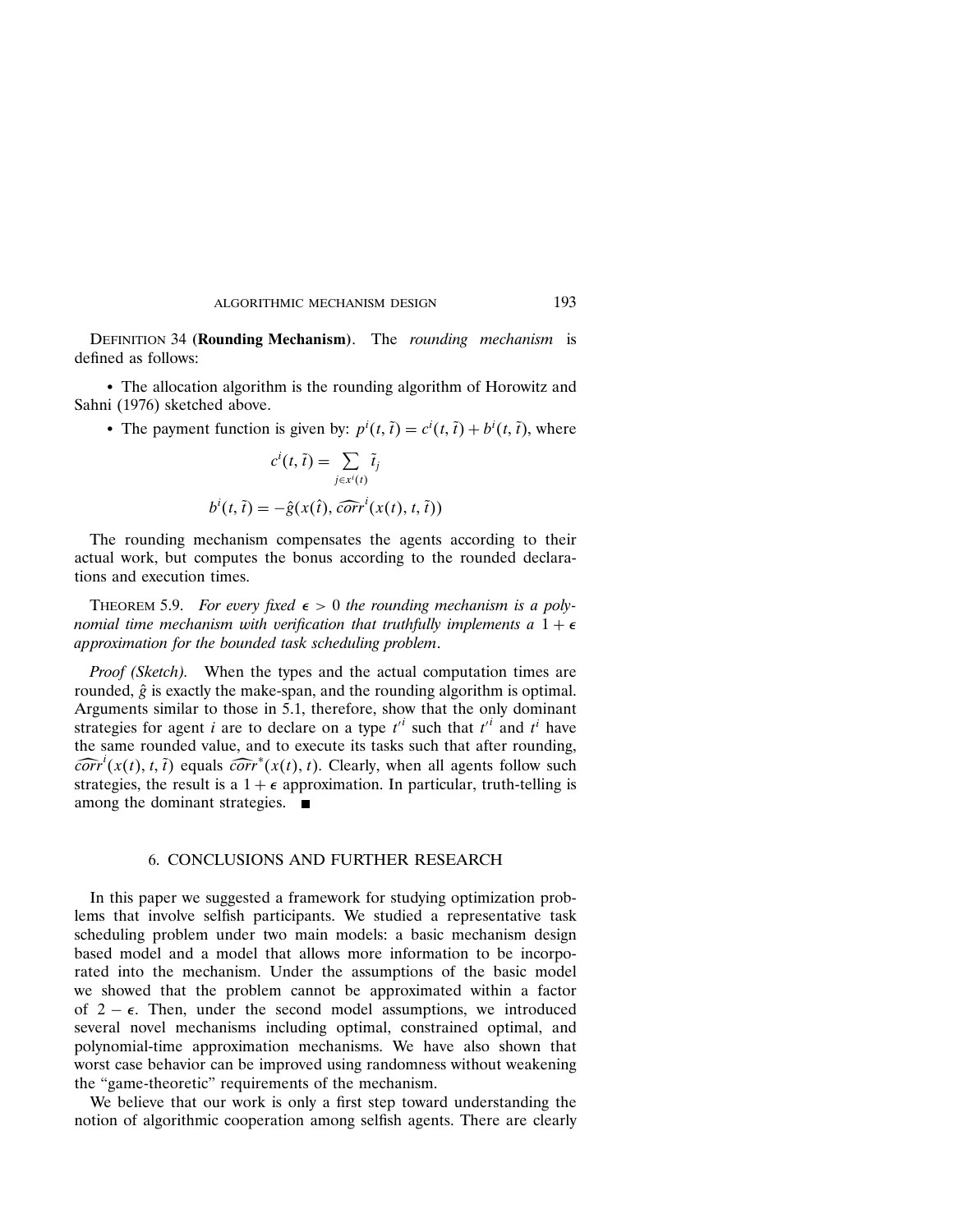**Definition 34 (Rounding Mechanism).** The *rounding mechanism* is defined as follows:

- The allocation algorithm is the rounding algorithm of Horowitz and Sahni (1976) sketched above.
- The payment function is given by: $p^i(t, \tilde{t}) = c^i(t, \tilde{t}) + b^i(t, \tilde{t})$, where

$$c^i(t, \tilde{t}) = \sum_{j \in x^i(t)} \tilde{t}_j$$

$$b^i(t, \tilde{t}) = -\hat{g}(x(\hat{t}), \widehat{corr}^i(x(t), t, \tilde{t}))$$

The rounding mechanism compensates the agents according to their actual work, but computes the bonus according to the rounded declarations and execution times.

**Theorem 5.9.** *For every fixed $\epsilon > 0$ the rounding mechanism is a polynomial time mechanism with verification that truthfully implements a $1 + \epsilon$ approximation for the bounded task scheduling problem.*

*Proof (Sketch).* When the types and the actual computation times are rounded, $\hat{g}$ is exactly the make-span, and the rounding algorithm is optimal. Arguments similar to those in 5.1, therefore, show that the only dominant strategies for agent $i$ are to declare on a type $t'^i$ such that $t'^i$ and $t^i$ have the same rounded value, and to execute its tasks such that after rounding, $\widehat{corr}^i(x(t), t, \tilde{t})$ equals $\widehat{corr}^*(x(t), t)$. Clearly, when all agents follow such strategies, the result is a $1 + \epsilon$ approximation. In particular, truth-telling is among the dominant strategies. ■

## 6. CONCLUSIONS AND FURTHER RESEARCH

In this paper we suggested a framework for studying optimization problems that involve selfish participants. We studied a representative task scheduling problem under two main models: a basic mechanism design based model and a model that allows more information to be incorporated into the mechanism. Under the assumptions of the basic model we showed that the problem cannot be approximated within a factor of $2 - \epsilon$. Then, under the second model assumptions, we introduced several novel mechanisms including optimal, constrained optimal, and polynomial-time approximation mechanisms. We have also shown that worst case behavior can be improved using randomness without weakening the "game-theoretic" requirements of the mechanism.

We believe that our work is only a first step toward understanding the notion of algorithmic cooperation among selfish agents. There are clearly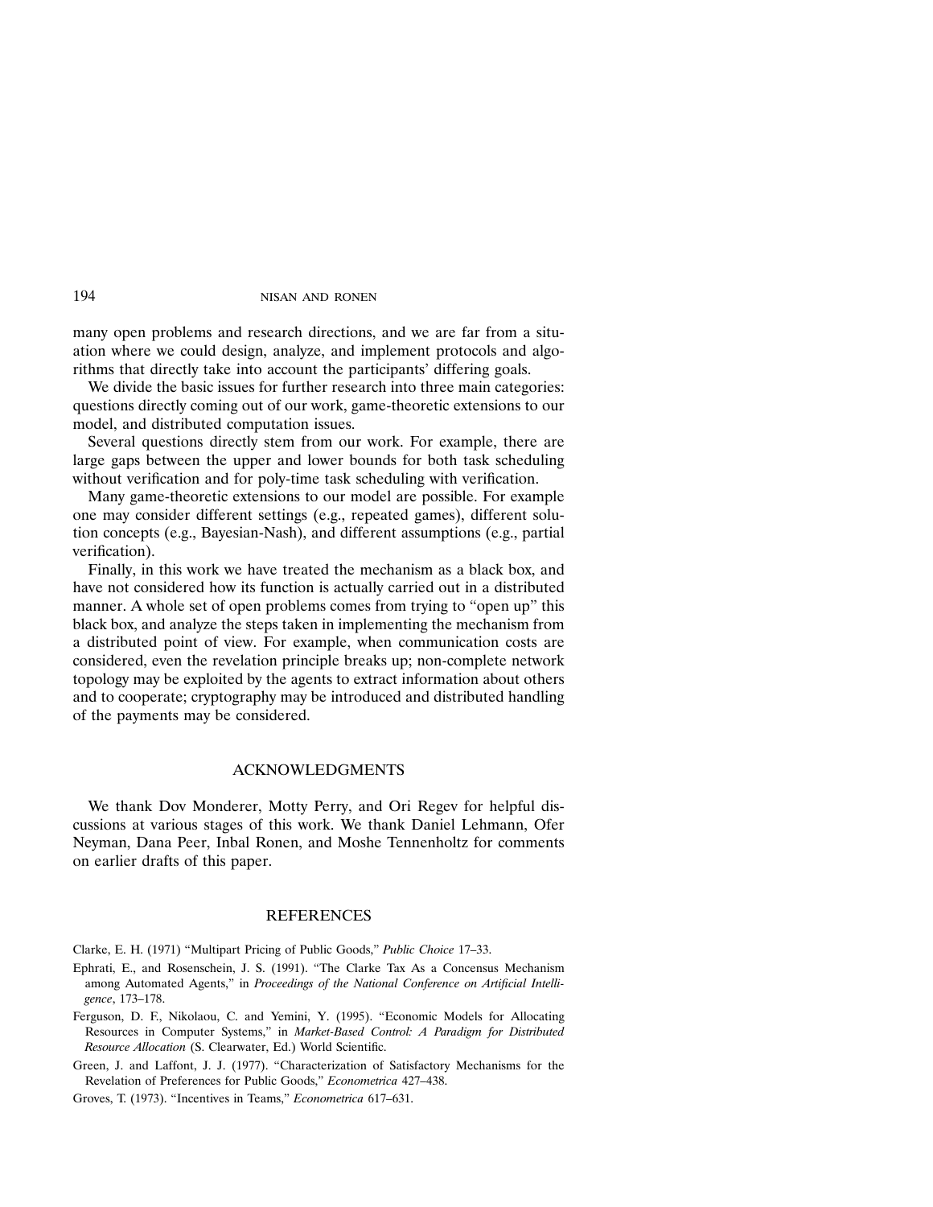many open problems and research directions, and we are far from a situation where we could design, analyze, and implement protocols and algorithms that directly take into account the participants' differing goals.

We divide the basic issues for further research into three main categories: questions directly coming out of our work, game-theoretic extensions to our model, and distributed computation issues.

Several questions directly stem from our work. For example, there are large gaps between the upper and lower bounds for both task scheduling without verification and for poly-time task scheduling with verification.

Many game-theoretic extensions to our model are possible. For example one may consider different settings (e.g., repeated games), different solution concepts (e.g., Bayesian-Nash), and different assumptions (e.g., partial verification).

Finally, in this work we have treated the mechanism as a black box, and have not considered how its function is actually carried out in a distributed manner. A whole set of open problems comes from trying to "open up" this black box, and analyze the steps taken in implementing the mechanism from a distributed point of view. For example, when communication costs are considered, even the revelation principle breaks up; non-complete network topology may be exploited by the agents to extract information about others and to cooperate; cryptography may be introduced and distributed handling of the payments may be considered.

## ACKNOWLEDGMENTS

We thank Dov Monderer, Motty Perry, and Ori Regev for helpful discussions at various stages of this work. We thank Daniel Lehmann, Ofer Neyman, Dana Peer, Inbal Ronen, and Moshe Tennenholtz for comments on earlier drafts of this paper.

## REFERENCES

Clarke, E. H. (1971) "Multipart Pricing of Public Goods," *Public Choice* 17–33.

Ephrati, E., and Rosenschein, J. S. (1991). "The Clarke Tax As a Concensus Mechanism among Automated Agents," in *Proceedings of the National Conference on Artificial Intelligence*, 173–178.

Ferguson, D. F., Nikolaou, C. and Yemini, Y. (1995). "Economic Models for Allocating Resources in Computer Systems," in *Market-Based Control: A Paradigm for Distributed Resource Allocation* (S. Clearwater, Ed.) World Scientific.

Green, J. and Laffont, J. J. (1977). "Characterization of Satisfactory Mechanisms for the Revelation of Preferences for Public Goods," *Econometrica* 427–438.

Groves, T. (1973). "Incentives in Teams," *Econometrica* 617–631.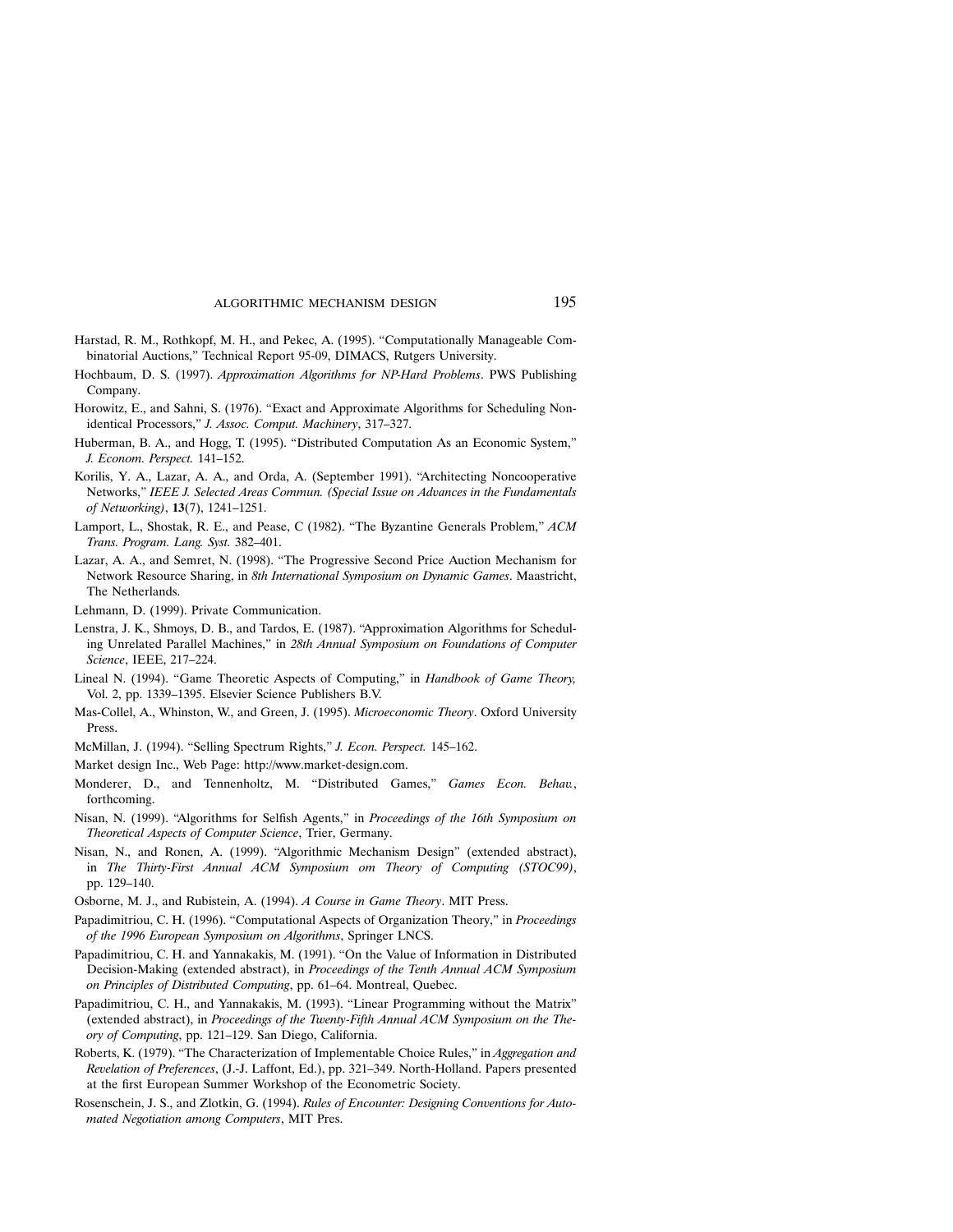Harstad, R. M., Rothkopf, M. H., and Pekec, A. (1995). "Computationally Manageable Combinatorial Auctions," Technical Report 95-09, DIMACS, Rutgers University.

Hochbaum, D. S. (1997). *Approximation Algorithms for NP-Hard Problems*. PWS Publishing Company.

Horowitz, E., and Sahni, S. (1976). "Exact and Approximate Algorithms for Scheduling Nonidentical Processors," *J. Assoc. Comput. Machinery*, 317–327.

Huberman, B. A., and Hogg, T. (1995). "Distributed Computation As an Economic System," *J. Econom. Perspect.* 141–152.

Korilis, Y. A., Lazar, A. A., and Orda, A. (September 1991). "Architecting Noncooperative Networks," *IEEE J. Selected Areas Commun. (Special Issue on Advances in the Fundamentals of Networking)*, **13**(7), 1241–1251.

Lamport, L., Shostak, R. E., and Pease, C (1982). "The Byzantine Generals Problem," *ACM Trans. Program. Lang. Syst.* 382–401.

Lazar, A. A., and Semret, N. (1998). "The Progressive Second Price Auction Mechanism for Network Resource Sharing, in *8th International Symposium on Dynamic Games*. Maastricht, The Netherlands.

Lehmann, D. (1999). Private Communication.

Lenstra, J. K., Shmoys, D. B., and Tardos, E. (1987). "Approximation Algorithms for Scheduling Unrelated Parallel Machines," in *28th Annual Symposium on Foundations of Computer Science*, IEEE, 217–224.

Lineal N. (1994). "Game Theoretic Aspects of Computing," in *Handbook of Game Theory,* Vol. 2, pp. 1339–1395. Elsevier Science Publishers B.V.

Mas-Collel, A., Whinston, W., and Green, J. (1995). *Microeconomic Theory*. Oxford University Press.

McMillan, J. (1994). "Selling Spectrum Rights," *J. Econ. Perspect.* 145–162.

Market design Inc., Web Page: http://www.market-design.com.

Monderer, D., and Tennenholtz, M. "Distributed Games," *Games Econ. Behav.*, forthcoming.

Nisan, N. (1999). "Algorithms for Selfish Agents," in *Proceedings of the 16th Symposium on Theoretical Aspects of Computer Science*, Trier, Germany.

Nisan, N., and Ronen, A. (1999). "Algorithmic Mechanism Design" (extended abstract), in *The Thirty-First Annual ACM Symposium om Theory of Computing (STOC99)*, pp. 129–140.

Osborne, M. J., and Rubistein, A. (1994). *A Course in Game Theory*. MIT Press.

Papadimitriou, C. H. (1996). "Computational Aspects of Organization Theory," in *Proceedings of the 1996 European Symposium on Algorithms*, Springer LNCS.

Papadimitriou, C. H. and Yannakakis, M. (1991). "On the Value of Information in Distributed Decision-Making (extended abstract), in *Proceedings of the Tenth Annual ACM Symposium on Principles of Distributed Computing*, pp. 61–64. Montreal, Quebec.

Papadimitriou, C. H., and Yannakakis, M. (1993). "Linear Programming without the Matrix" (extended abstract), in *Proceedings of the Twenty-Fifth Annual ACM Symposium on the Theory of Computing*, pp. 121–129. San Diego, California.

Roberts, K. (1979). "The Characterization of Implementable Choice Rules," in *Aggregation and Revelation of Preferences*, (J.-J. Laffont, Ed.), pp. 321–349. North-Holland. Papers presented at the first European Summer Workshop of the Econometric Society.

Rosenschein, J. S., and Zlotkin, G. (1994). *Rules of Encounter: Designing Conventions for Automated Negotiation among Computers*, MIT Pres.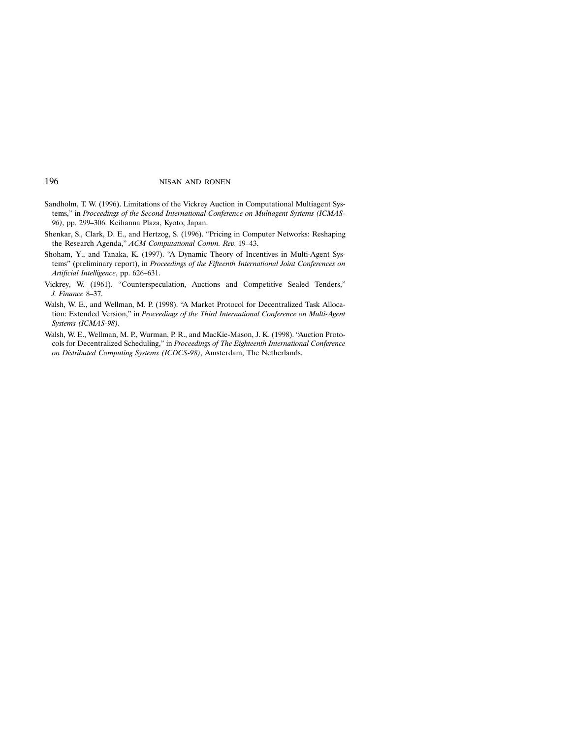Sandholm, T. W. (1996). Limitations of the Vickrey Auction in Computational Multiagent Systems," in *Proceedings of the Second International Conference on Multiagent Systems (ICMAS-96)*, pp. 299–306. Keihanna Plaza, Kyoto, Japan.

Shenkar, S., Clark, D. E., and Hertzog, S. (1996). "Pricing in Computer Networks: Reshaping the Research Agenda," *ACM Computational Comm. Rev.* 19–43.

Shoham, Y., and Tanaka, K. (1997). "A Dynamic Theory of Incentives in Multi-Agent Systems" (preliminary report), in *Proceedings of the Fifteenth International Joint Conferences on Artificial Intelligence*, pp. 626–631.

Vickrey, W. (1961). "Counterspeculation, Auctions and Competitive Sealed Tenders," *J. Finance* 8–37.

Walsh, W. E., and Wellman, M. P. (1998). "A Market Protocol for Decentralized Task Allocation: Extended Version," in *Proceedings of the Third International Conference on Multi-Agent Systems (ICMAS-98)*.

Walsh, W. E., Wellman, M. P., Wurman, P. R., and MacKie-Mason, J. K. (1998). "Auction Protocols for Decentralized Scheduling," in *Proceedings of The Eighteenth International Conference on Distributed Computing Systems (ICDCS-98)*, Amsterdam, The Netherlands.